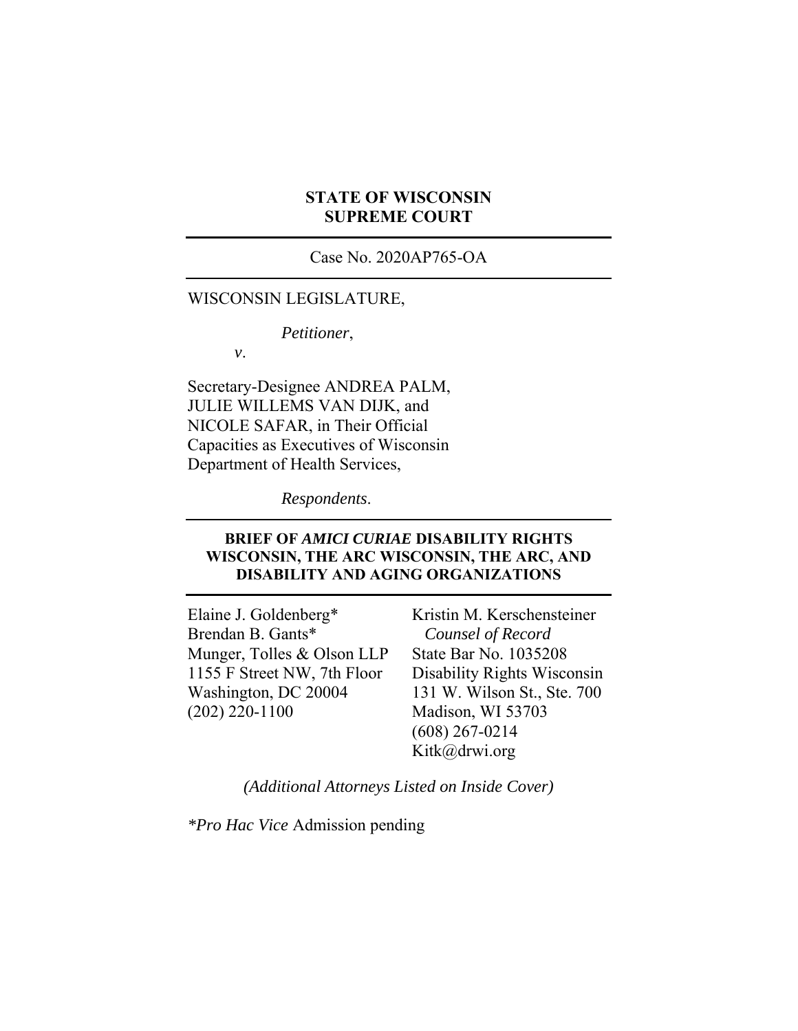**STATE OF WISCONSIN**
**SUPREME COURT**

---

Case No. 2020AP765-OA

---

WISCONSIN LEGISLATURE,

*Petitioner*,

*v*.

Secretary-Designee ANDREA PALM, JULIE WILLEMS VAN DIJK, and NICOLE SAFAR, in Their Official Capacities as Executives of Wisconsin Department of Health Services,

*Respondents*.

---

**BRIEF OF *AMICI CURIAE* DISABILITY RIGHTS WISCONSIN, THE ARC WISCONSIN, THE ARC, AND DISABILITY AND AGING ORGANIZATIONS**

---

Elaine J. Goldenberg*
Brendan B. Gants*
Munger, Tolles & Olson LLP
1155 F Street NW, 7th Floor
Washington, DC 20004
(202) 220-1100

Kristin M. Kerschensteiner
*Counsel of Record*
State Bar No. 1035208
Disability Rights Wisconsin
131 W. Wilson St., Ste. 700
Madison, WI 53703
(608) 267-0214
Kitk@drwi.org

*(Additional Attorneys Listed on Inside Cover)*

**Pro Hac Vice* Admission pending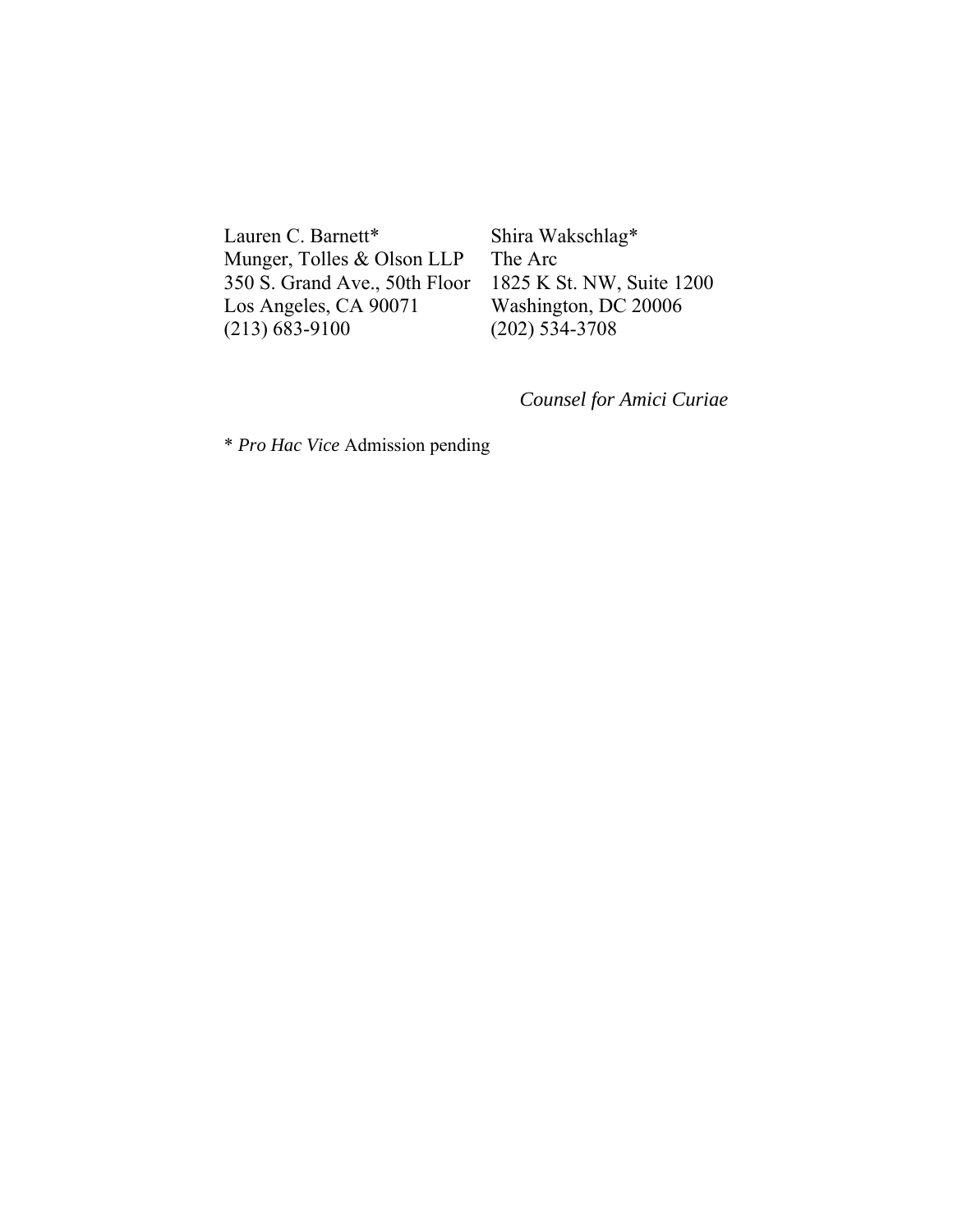| Lauren C. Barnett* | Shira Wakschlag* |
|---|---|
| Munger, Tolles & Olson LLP | The Arc |
| 350 S. Grand Ave., 50th Floor | 1825 K St. NW, Suite 1200 |
| Los Angeles, CA 90071 | Washington, DC 20006 |
| (213) 683-9100 | (202) 534-3708 |

*Counsel for Amici Curiae*

\* *Pro Hac Vice* Admission pending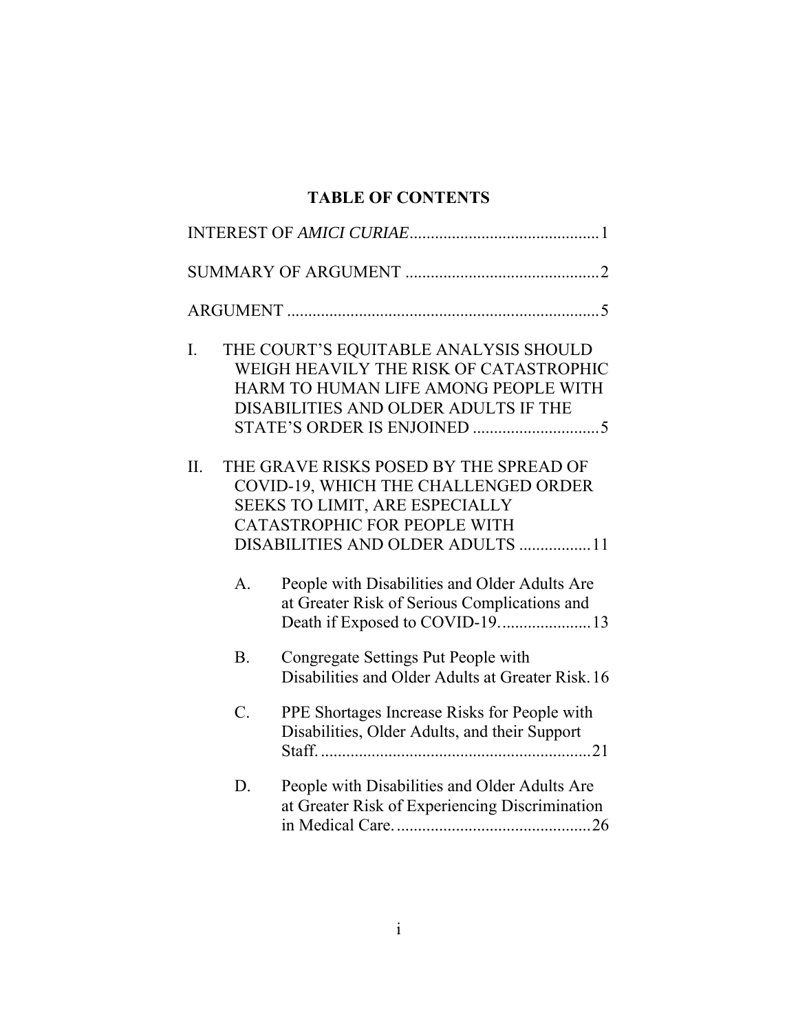# TABLE OF CONTENTS

INTEREST OF *AMICI CURIAE* .............................................1

SUMMARY OF ARGUMENT ..............................................2

ARGUMENT ..........................................................................5

I. THE COURT'S EQUITABLE ANALYSIS SHOULD WEIGH HEAVILY THE RISK OF CATASTROPHIC HARM TO HUMAN LIFE AMONG PEOPLE WITH DISABILITIES AND OLDER ADULTS IF THE STATE'S ORDER IS ENJOINED ..............................5

II. THE GRAVE RISKS POSED BY THE SPREAD OF COVID-19, WHICH THE CHALLENGED ORDER SEEKS TO LIMIT, ARE ESPECIALLY CATASTROPHIC FOR PEOPLE WITH DISABILITIES AND OLDER ADULTS .................11

   A. People with Disabilities and Older Adults Are at Greater Risk of Serious Complications and Death if Exposed to COVID-19......................13

   B. Congregate Settings Put People with Disabilities and Older Adults at Greater Risk.16

   C. PPE Shortages Increase Risks for People with Disabilities, Older Adults, and their Support Staff.................................................................21

   D. People with Disabilities and Older Adults Are at Greater Risk of Experiencing Discrimination in Medical Care...............................................26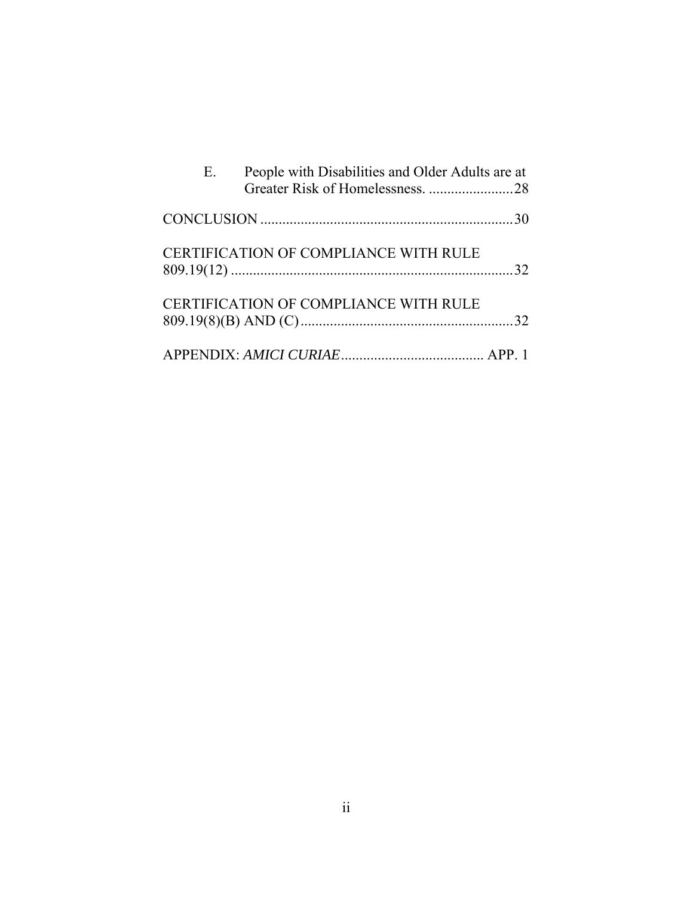E. People with Disabilities and Older Adults are at Greater Risk of Homelessness. .......................28

CONCLUSION .....................................................................30

CERTIFICATION OF COMPLIANCE WITH RULE 809.19(12) .............................................................................32

CERTIFICATION OF COMPLIANCE WITH RULE 809.19(8)(B) AND (C)..........................................................32

APPENDIX: *AMICI CURIAE*....................................... APP. 1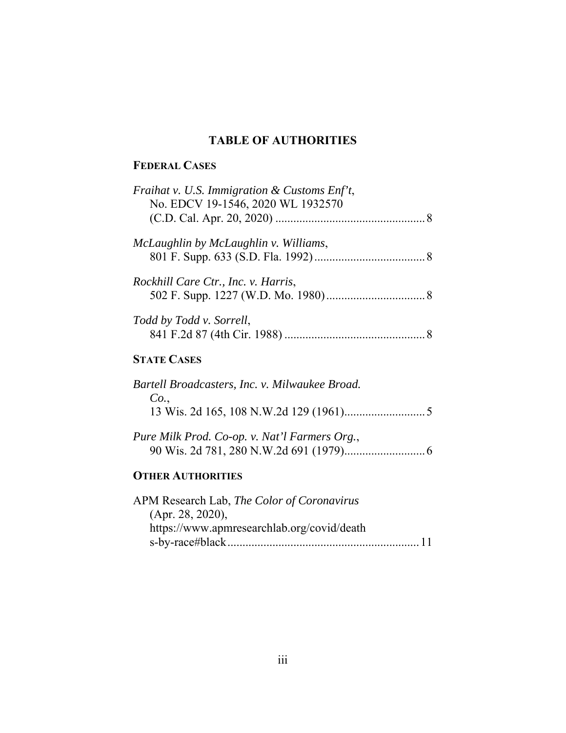# TABLE OF AUTHORITIES

## FEDERAL CASES

*Fraihat v. U.S. Immigration & Customs Enf't*, No. EDCV 19-1546, 2020 WL 1932570 (C.D. Cal. Apr. 20, 2020) .................................................. 8

*McLaughlin by McLaughlin v. Williams*, 801 F. Supp. 633 (S.D. Fla. 1992) ..................................... 8

*Rockhill Care Ctr., Inc. v. Harris*, 502 F. Supp. 1227 (W.D. Mo. 1980) ................................. 8

*Todd by Todd v. Sorrell*, 841 F.2d 87 (4th Cir. 1988) ............................................... 8

## STATE CASES

*Bartell Broadcasters, Inc. v. Milwaukee Broad. Co.*, 13 Wis. 2d 165, 108 N.W.2d 129 (1961)........................... 5

*Pure Milk Prod. Co-op. v. Nat'l Farmers Org.*, 90 Wis. 2d 781, 280 N.W.2d 691 (1979)........................... 6

## OTHER AUTHORITIES

APM Research Lab, *The Color of Coronavirus* (Apr. 28, 2020), https://www.apmresearchlab.org/covid/deaths-by-race#black................................................................ 11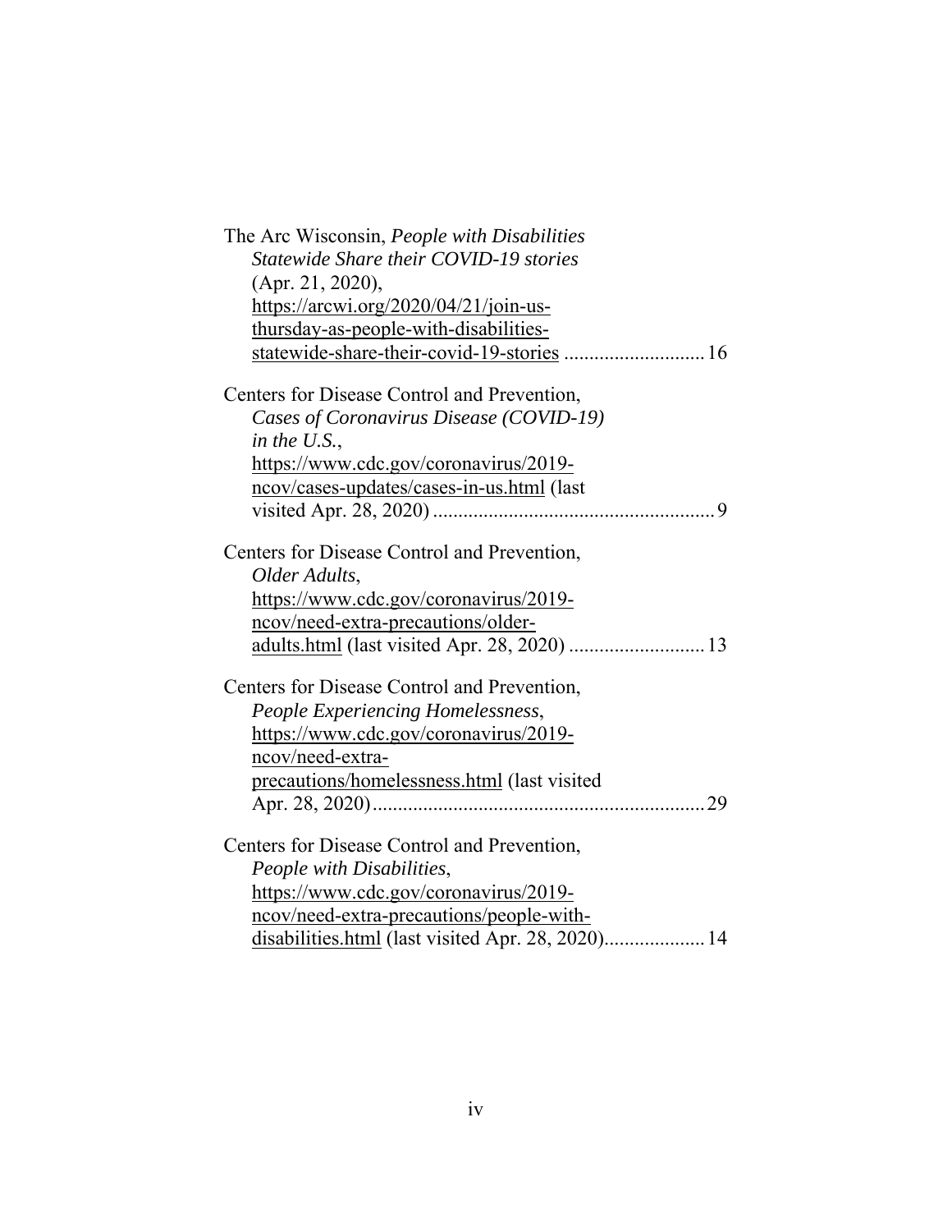The Arc Wisconsin, *People with Disabilities Statewide Share their COVID-19 stories* (Apr. 21, 2020), https://arcwi.org/2020/04/21/join-us-thursday-as-people-with-disabilities-statewide-share-their-covid-19-stories ............................ 16

Centers for Disease Control and Prevention, *Cases of Coronavirus Disease (COVID-19) in the U.S.*, https://www.cdc.gov/coronavirus/2019-ncov/cases-updates/cases-in-us.html (last visited Apr. 28, 2020) ........................................................ 9

Centers for Disease Control and Prevention, *Older Adults*, https://www.cdc.gov/coronavirus/2019-ncov/need-extra-precautions/older-adults.html (last visited Apr. 28, 2020) ........................... 13

Centers for Disease Control and Prevention, *People Experiencing Homelessness*, https://www.cdc.gov/coronavirus/2019-ncov/need-extra-precautions/homelessness.html (last visited Apr. 28, 2020) .................................................................. 29

Centers for Disease Control and Prevention, *People with Disabilities*, https://www.cdc.gov/coronavirus/2019-ncov/need-extra-precautions/people-with-disabilities.html (last visited Apr. 28, 2020).................... 14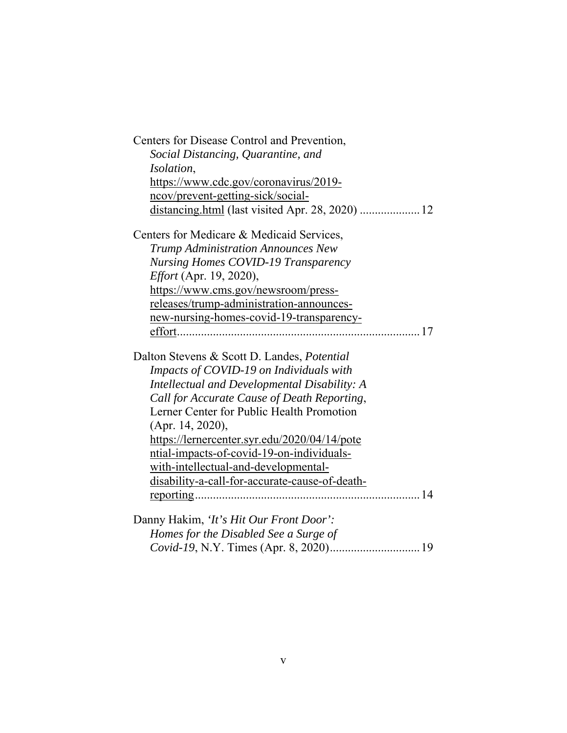Centers for Disease Control and Prevention, *Social Distancing, Quarantine, and Isolation*, https://www.cdc.gov/coronavirus/2019-ncov/prevent-getting-sick/social-distancing.html (last visited Apr. 28, 2020) .................... 12

Centers for Medicare & Medicaid Services, *Trump Administration Announces New Nursing Homes COVID-19 Transparency Effort* (Apr. 19, 2020), https://www.cms.gov/newsroom/press-releases/trump-administration-announces-new-nursing-homes-covid-19-transparency-effort................................................................................ 17

Dalton Stevens & Scott D. Landes, *Potential Impacts of COVID-19 on Individuals with Intellectual and Developmental Disability: A Call for Accurate Cause of Death Reporting*, Lerner Center for Public Health Promotion (Apr. 14, 2020), https://lernercenter.syr.edu/2020/04/14/potential-impacts-of-covid-19-on-individuals-with-intellectual-and-developmental-disability-a-call-for-accurate-cause-of-death-reporting........................................................................... 14

Danny Hakim, *'It's Hit Our Front Door': Homes for the Disabled See a Surge of Covid-19*, N.Y. Times (Apr. 8, 2020).............................. 19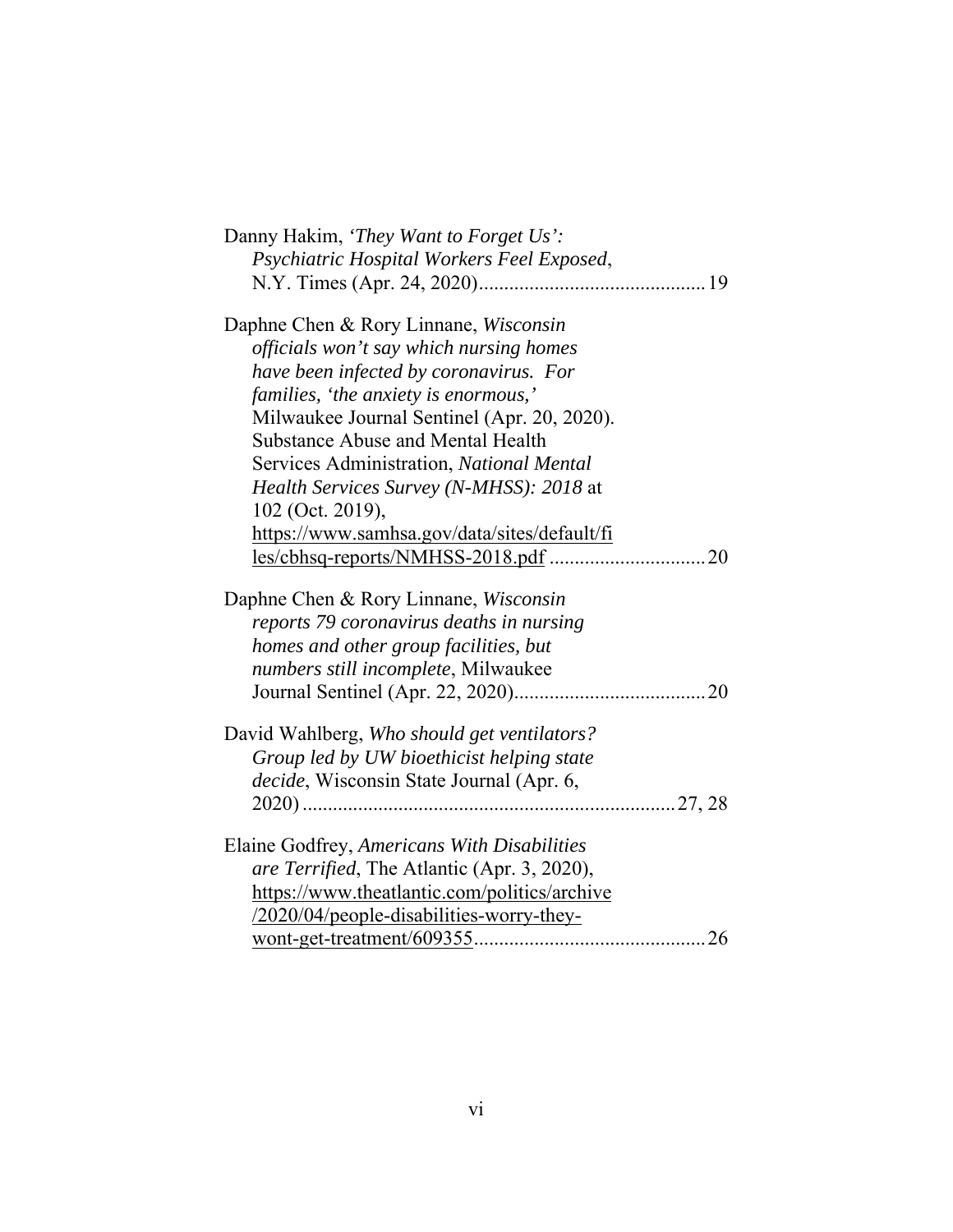Danny Hakim, *'They Want to Forget Us': Psychiatric Hospital Workers Feel Exposed*, N.Y. Times (Apr. 24, 2020)............................................ 19

Daphne Chen & Rory Linnane, *Wisconsin officials won't say which nursing homes have been infected by coronavirus. For families, 'the anxiety is enormous,'* Milwaukee Journal Sentinel (Apr. 20, 2020). Substance Abuse and Mental Health Services Administration, *National Mental Health Services Survey (N-MHSS): 2018* at 102 (Oct. 2019), https://www.samhsa.gov/data/sites/default/files/cbhsq-reports/NMHSS-2018.pdf .............................. 20

Daphne Chen & Rory Linnane, *Wisconsin reports 79 coronavirus deaths in nursing homes and other group facilities, but numbers still incomplete*, Milwaukee Journal Sentinel (Apr. 22, 2020)..................................... 20

David Wahlberg, *Who should get ventilators? Group led by UW bioethicist helping state decide*, Wisconsin State Journal (Apr. 6, 2020) ........................................................................ 27, 28

Elaine Godfrey, *Americans With Disabilities are Terrified*, The Atlantic (Apr. 3, 2020), https://www.theatlantic.com/politics/archive/2020/04/people-disabilities-worry-they-wont-get-treatment/609355............................................. 26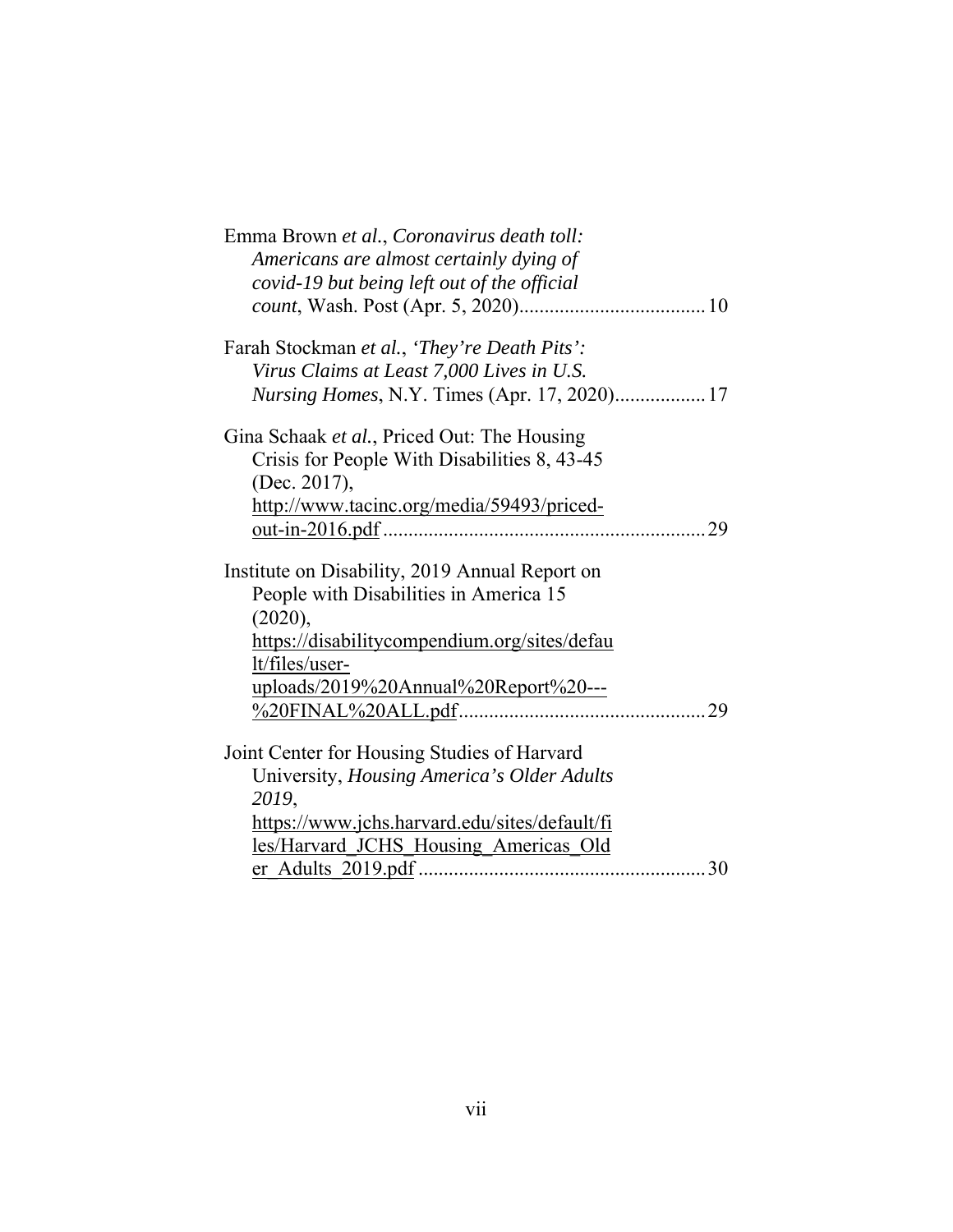Emma Brown *et al.*, *Coronavirus death toll: Americans are almost certainly dying of covid-19 but being left out of the official count*, Wash. Post (Apr. 5, 2020) .................................... 10

Farah Stockman *et al.*, *'They're Death Pits': Virus Claims at Least 7,000 Lives in U.S. Nursing Homes*, N.Y. Times (Apr. 17, 2020) .................. 17

Gina Schaak *et al.*, Priced Out: The Housing Crisis for People With Disabilities 8, 43-45 (Dec. 2017), http://www.tacinc.org/media/59493/priced-out-in-2016.pdf .............................................................. 29

Institute on Disability, 2019 Annual Report on People with Disabilities in America 15 (2020), https://disabilitycompendium.org/sites/default/files/user-uploads/2019%20Annual%20Report%20---%20FINAL%20ALL.pdf ................................................ 29

Joint Center for Housing Studies of Harvard University, *Housing America's Older Adults 2019*, https://www.jchs.harvard.edu/sites/default/files/Harvard_JCHS_Housing_Americas_Older_Adults_2019.pdf ........................................................ 30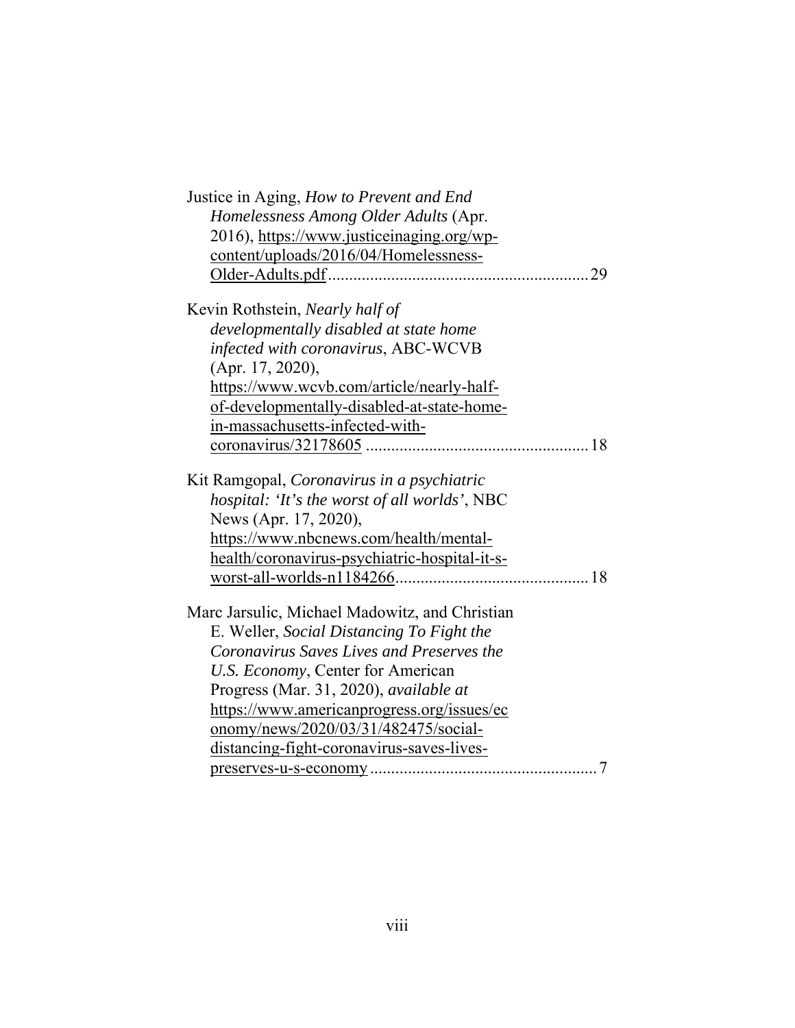Justice in Aging, *How to Prevent and End Homelessness Among Older Adults* (Apr. 2016), https://www.justiceinaging.org/wp-content/uploads/2016/04/Homelessness-Older-Adults.pdf ............................................................ 29

Kevin Rothstein, *Nearly half of developmentally disabled at state home infected with coronavirus*, ABC-WCVB (Apr. 17, 2020), https://www.wcvb.com/article/nearly-half-of-developmentally-disabled-at-state-home-in-massachusetts-infected-with-coronavirus/32178605 .................................................... 18

Kit Ramgopal, *Coronavirus in a psychiatric hospital: 'It's the worst of all worlds'*, NBC News (Apr. 17, 2020), https://www.nbcnews.com/health/mental-health/coronavirus-psychiatric-hospital-it-s-worst-all-worlds-n1184266............................................ 18

Marc Jarsulic, Michael Madowitz, and Christian E. Weller, *Social Distancing To Fight the Coronavirus Saves Lives and Preserves the U.S. Economy*, Center for American Progress (Mar. 31, 2020), *available at* https://www.americanprogress.org/issues/economy/news/2020/03/31/482475/social-distancing-fight-coronavirus-saves-lives-preserves-u-s-economy..................................................... 7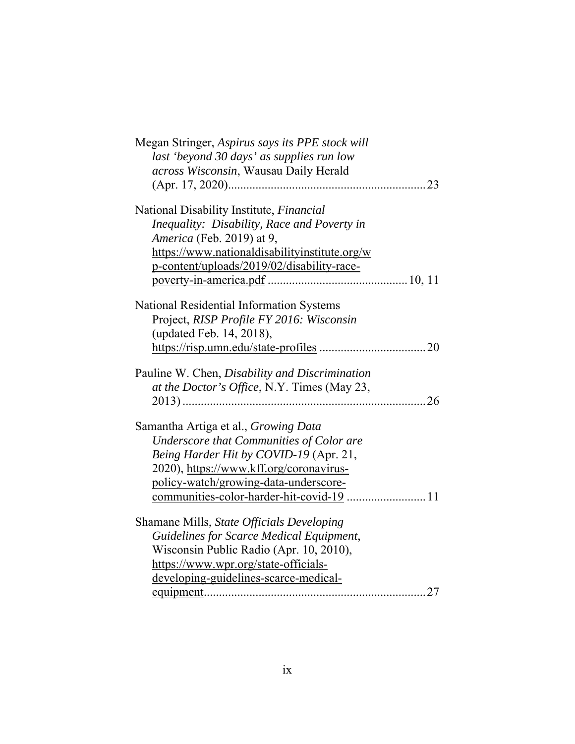Megan Stringer, *Aspirus says its PPE stock will last 'beyond 30 days' as supplies run low across Wisconsin*, Wausau Daily Herald (Apr. 17, 2020)................................................................23

National Disability Institute, *Financial Inequality: Disability, Race and Poverty in America* (Feb. 2019) at 9, https://www.nationaldisabilityinstitute.org/wp-content/uploads/2019/02/disability-race-poverty-in-america.pdf ............................................10, 11

National Residential Information Systems Project, *RISP Profile FY 2016: Wisconsin* (updated Feb. 14, 2018), https://risp.umn.edu/state-profiles ..................................20

Pauline W. Chen, *Disability and Discrimination at the Doctor's Office*, N.Y. Times (May 23, 2013) ...............................................................................26

Samantha Artiga et al., *Growing Data Underscore that Communities of Color are Being Harder Hit by COVID-19* (Apr. 21, 2020), https://www.kff.org/coronavirus-policy-watch/growing-data-underscore-communities-color-harder-hit-covid-19 .........................11

Shamane Mills, *State Officials Developing Guidelines for Scarce Medical Equipment*, Wisconsin Public Radio (Apr. 10, 2010), https://www.wpr.org/state-officials-developing-guidelines-scarce-medical-equipment........................................................................27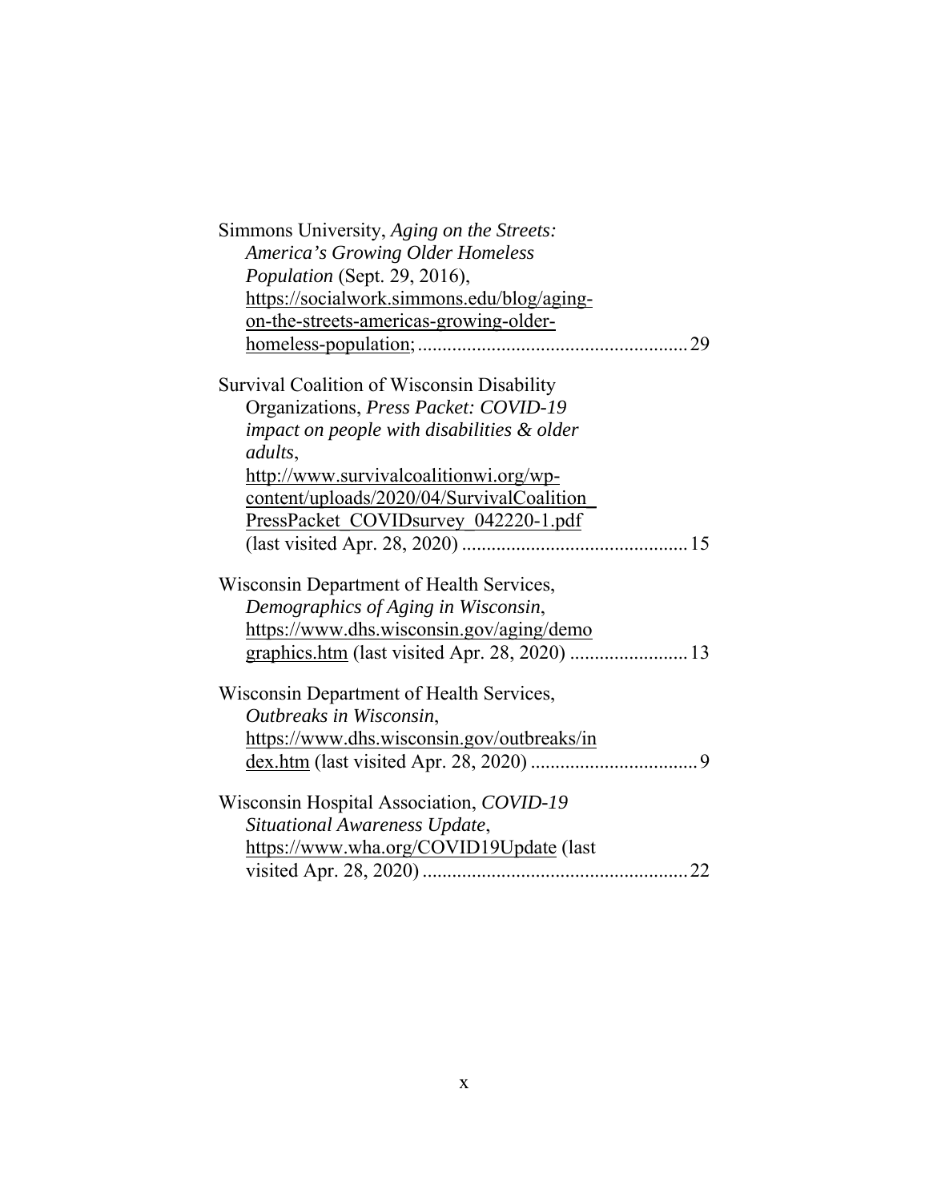Simmons University, *Aging on the Streets: America's Growing Older Homeless Population* (Sept. 29, 2016), https://socialwork.simmons.edu/blog/aging-on-the-streets-americas-growing-older-homeless-population; ...................................................... 29

Survival Coalition of Wisconsin Disability Organizations, *Press Packet: COVID-19 impact on people with disabilities & older adults*, http://www.survivalcoalitionwi.org/wp-content/uploads/2020/04/SurvivalCoalition_PressPacket_COVIDsurvey_042220-1.pdf (last visited Apr. 28, 2020) ............................................. 15

Wisconsin Department of Health Services, *Demographics of Aging in Wisconsin*, https://www.dhs.wisconsin.gov/aging/demographics.htm (last visited Apr. 28, 2020) ........................ 13

Wisconsin Department of Health Services, *Outbreaks in Wisconsin*, https://www.dhs.wisconsin.gov/outbreaks/index.htm (last visited Apr. 28, 2020) .................................. 9

Wisconsin Hospital Association, *COVID-19 Situational Awareness Update*, https://www.wha.org/COVID19Update (last visited Apr. 28, 2020) ...................................................... 22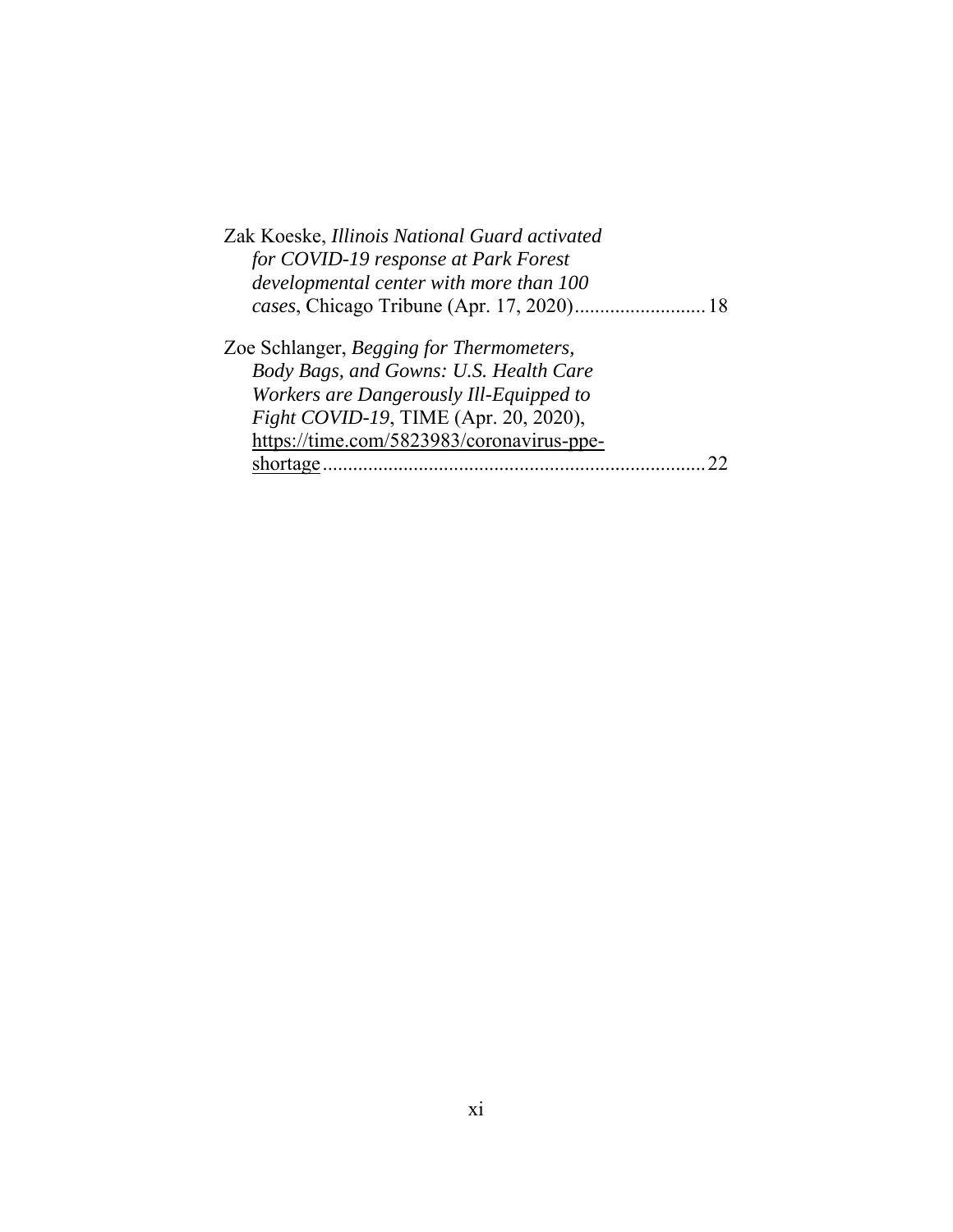Zak Koeske, *Illinois National Guard activated for COVID-19 response at Park Forest developmental center with more than 100 cases*, Chicago Tribune (Apr. 17, 2020) .......................... 18

Zoe Schlanger, *Begging for Thermometers, Body Bags, and Gowns: U.S. Health Care Workers are Dangerously Ill-Equipped to Fight COVID-19*, TIME (Apr. 20, 2020), https://time.com/5823983/coronavirus-ppe-shortage ........................................................................... 22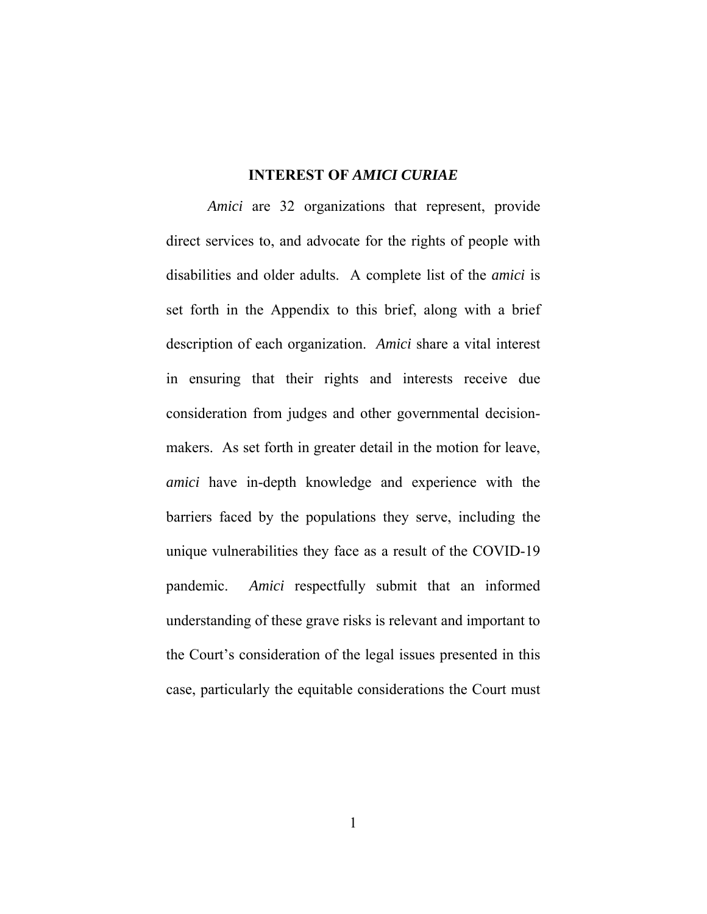## INTEREST OF *AMICI CURIAE*

*Amici* are 32 organizations that represent, provide direct services to, and advocate for the rights of people with disabilities and older adults. A complete list of the *amici* is set forth in the Appendix to this brief, along with a brief description of each organization. *Amici* share a vital interest in ensuring that their rights and interests receive due consideration from judges and other governmental decision-makers. As set forth in greater detail in the motion for leave, *amici* have in-depth knowledge and experience with the barriers faced by the populations they serve, including the unique vulnerabilities they face as a result of the COVID-19 pandemic. *Amici* respectfully submit that an informed understanding of these grave risks is relevant and important to the Court's consideration of the legal issues presented in this case, particularly the equitable considerations the Court must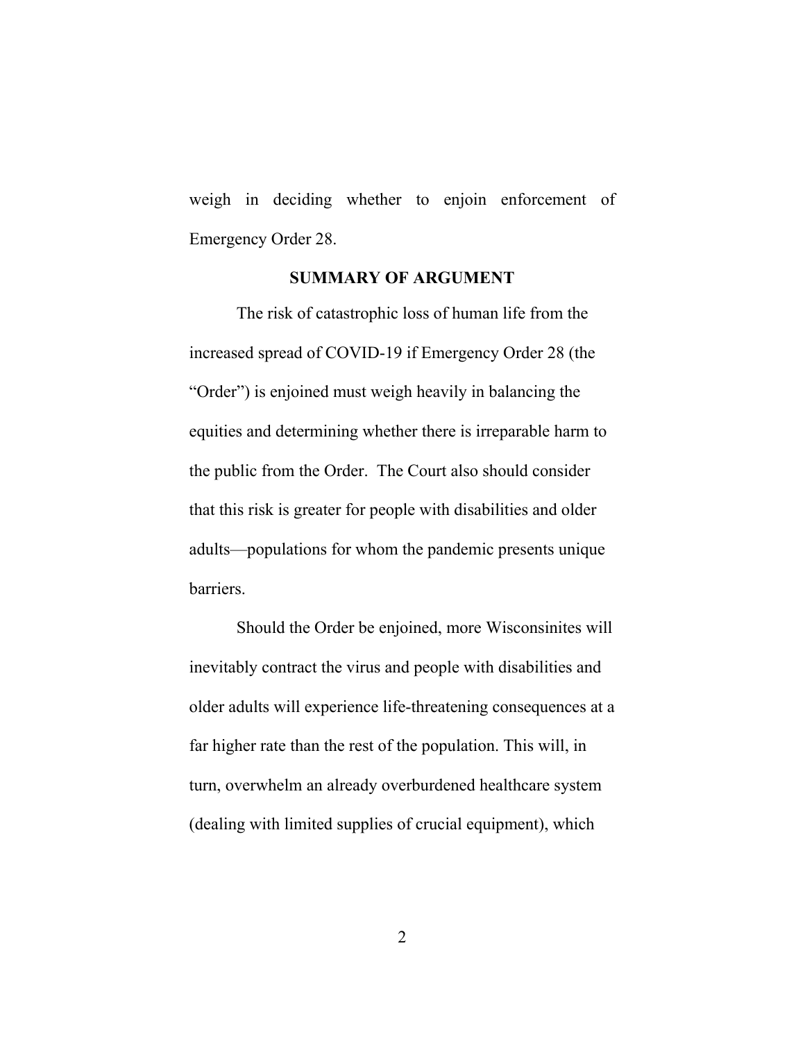weigh in deciding whether to enjoin enforcement of Emergency Order 28.

## SUMMARY OF ARGUMENT

The risk of catastrophic loss of human life from the increased spread of COVID-19 if Emergency Order 28 (the "Order") is enjoined must weigh heavily in balancing the equities and determining whether there is irreparable harm to the public from the Order. The Court also should consider that this risk is greater for people with disabilities and older adults—populations for whom the pandemic presents unique barriers.

Should the Order be enjoined, more Wisconsinites will inevitably contract the virus and people with disabilities and older adults will experience life-threatening consequences at a far higher rate than the rest of the population. This will, in turn, overwhelm an already overburdened healthcare system (dealing with limited supplies of crucial equipment), which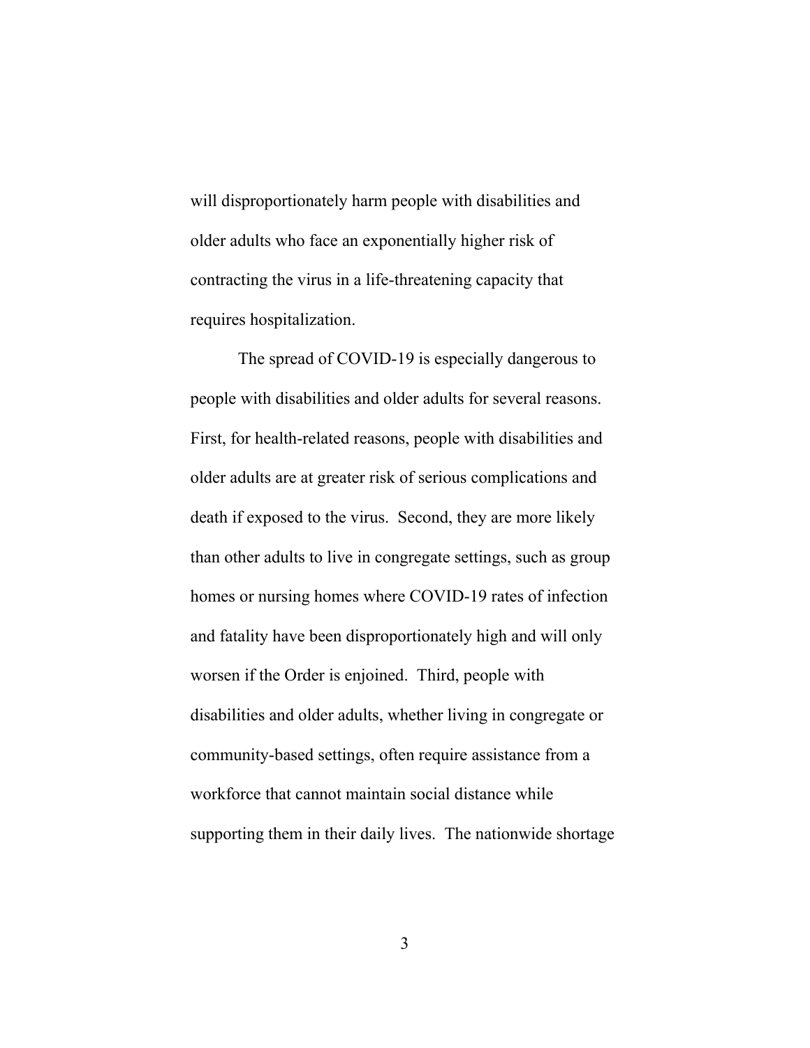will disproportionately harm people with disabilities and older adults who face an exponentially higher risk of contracting the virus in a life-threatening capacity that requires hospitalization.

The spread of COVID-19 is especially dangerous to people with disabilities and older adults for several reasons. First, for health-related reasons, people with disabilities and older adults are at greater risk of serious complications and death if exposed to the virus. Second, they are more likely than other adults to live in congregate settings, such as group homes or nursing homes where COVID-19 rates of infection and fatality have been disproportionately high and will only worsen if the Order is enjoined. Third, people with disabilities and older adults, whether living in congregate or community-based settings, often require assistance from a workforce that cannot maintain social distance while supporting them in their daily lives. The nationwide shortage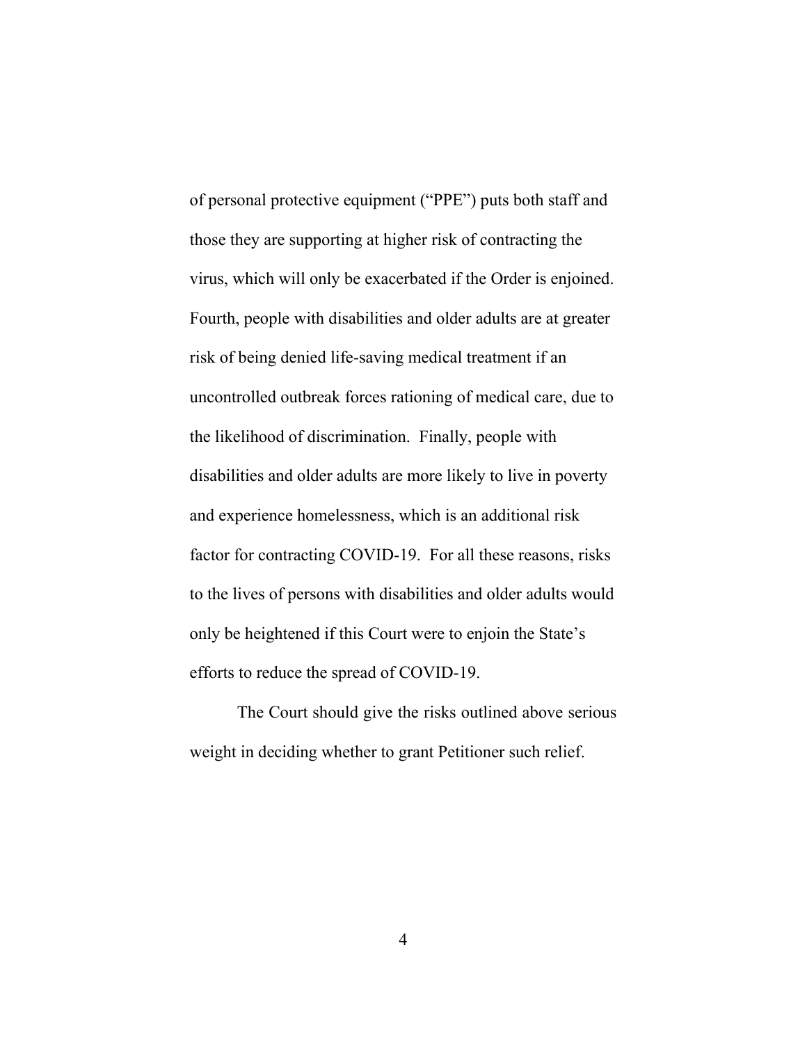of personal protective equipment ("PPE") puts both staff and those they are supporting at higher risk of contracting the virus, which will only be exacerbated if the Order is enjoined. Fourth, people with disabilities and older adults are at greater risk of being denied life-saving medical treatment if an uncontrolled outbreak forces rationing of medical care, due to the likelihood of discrimination. Finally, people with disabilities and older adults are more likely to live in poverty and experience homelessness, which is an additional risk factor for contracting COVID-19. For all these reasons, risks to the lives of persons with disabilities and older adults would only be heightened if this Court were to enjoin the State's efforts to reduce the spread of COVID-19.

The Court should give the risks outlined above serious weight in deciding whether to grant Petitioner such relief.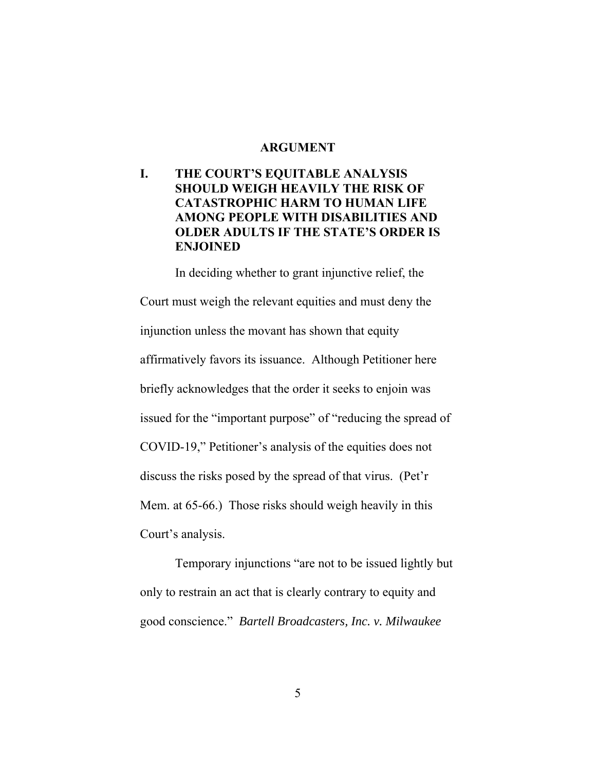## ARGUMENT

### I. THE COURT'S EQUITABLE ANALYSIS SHOULD WEIGH HEAVILY THE RISK OF CATASTROPHIC HARM TO HUMAN LIFE AMONG PEOPLE WITH DISABILITIES AND OLDER ADULTS IF THE STATE'S ORDER IS ENJOINED

In deciding whether to grant injunctive relief, the Court must weigh the relevant equities and must deny the injunction unless the movant has shown that equity affirmatively favors its issuance. Although Petitioner here briefly acknowledges that the order it seeks to enjoin was issued for the "important purpose" of "reducing the spread of COVID-19," Petitioner's analysis of the equities does not discuss the risks posed by the spread of that virus. (Pet'r Mem. at 65-66.) Those risks should weigh heavily in this Court's analysis.

Temporary injunctions "are not to be issued lightly but only to restrain an act that is clearly contrary to equity and good conscience." *Bartell Broadcasters, Inc. v. Milwaukee*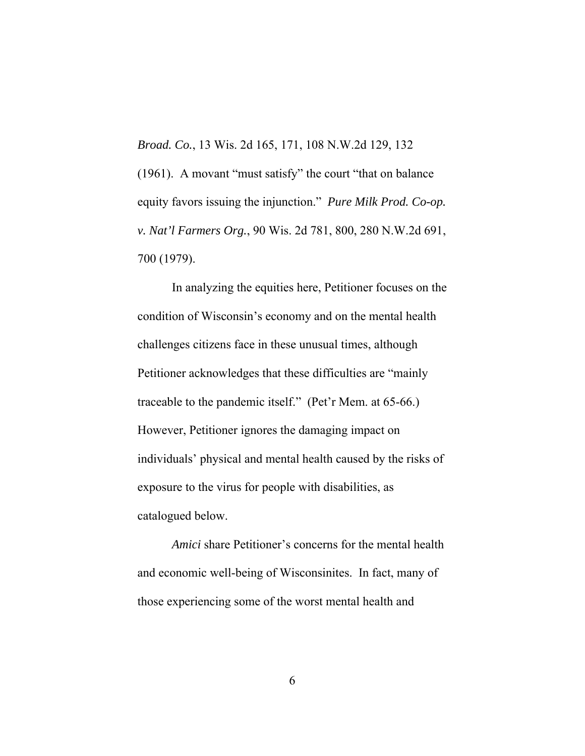*Broad. Co.*, 13 Wis. 2d 165, 171, 108 N.W.2d 129, 132 (1961). A movant "must satisfy" the court "that on balance equity favors issuing the injunction." *Pure Milk Prod. Co-op. v. Nat'l Farmers Org.*, 90 Wis. 2d 781, 800, 280 N.W.2d 691, 700 (1979).

In analyzing the equities here, Petitioner focuses on the condition of Wisconsin's economy and on the mental health challenges citizens face in these unusual times, although Petitioner acknowledges that these difficulties are "mainly traceable to the pandemic itself." (Pet'r Mem. at 65-66.) However, Petitioner ignores the damaging impact on individuals' physical and mental health caused by the risks of exposure to the virus for people with disabilities, as catalogued below.

*Amici* share Petitioner's concerns for the mental health and economic well-being of Wisconsinites. In fact, many of those experiencing some of the worst mental health and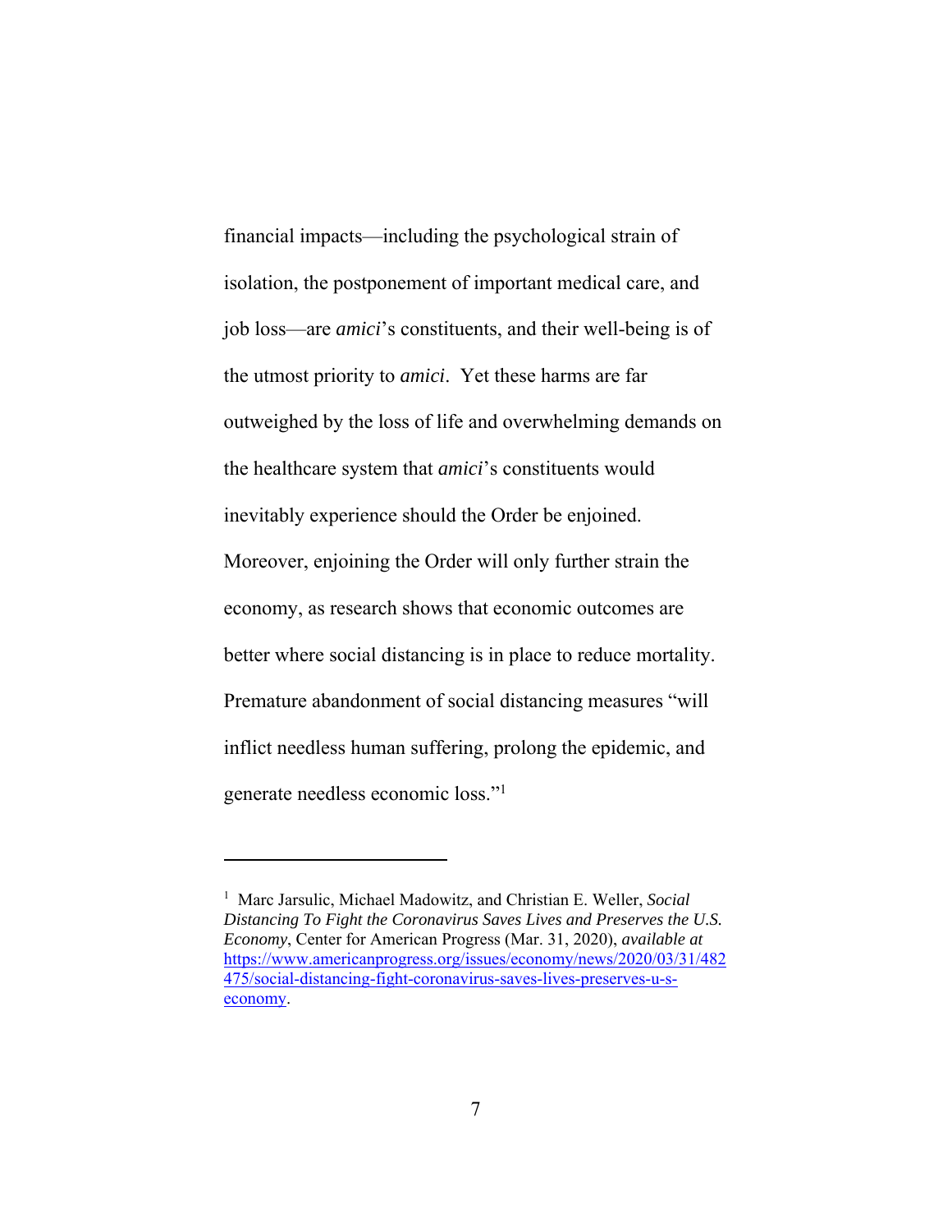financial impacts—including the psychological strain of isolation, the postponement of important medical care, and job loss—are *amici*'s constituents, and their well-being is of the utmost priority to *amici*. Yet these harms are far outweighed by the loss of life and overwhelming demands on the healthcare system that *amici*'s constituents would inevitably experience should the Order be enjoined. Moreover, enjoining the Order will only further strain the economy, as research shows that economic outcomes are better where social distancing is in place to reduce mortality. Premature abandonment of social distancing measures "will inflict needless human suffering, prolong the epidemic, and generate needless economic loss."[1]

---

[1] Marc Jarsulic, Michael Madowitz, and Christian E. Weller, *Social Distancing To Fight the Coronavirus Saves Lives and Preserves the U.S. Economy*, Center for American Progress (Mar. 31, 2020), *available at* https://www.americanprogress.org/issues/economy/news/2020/03/31/482475/social-distancing-fight-coronavirus-saves-lives-preserves-u-s-economy.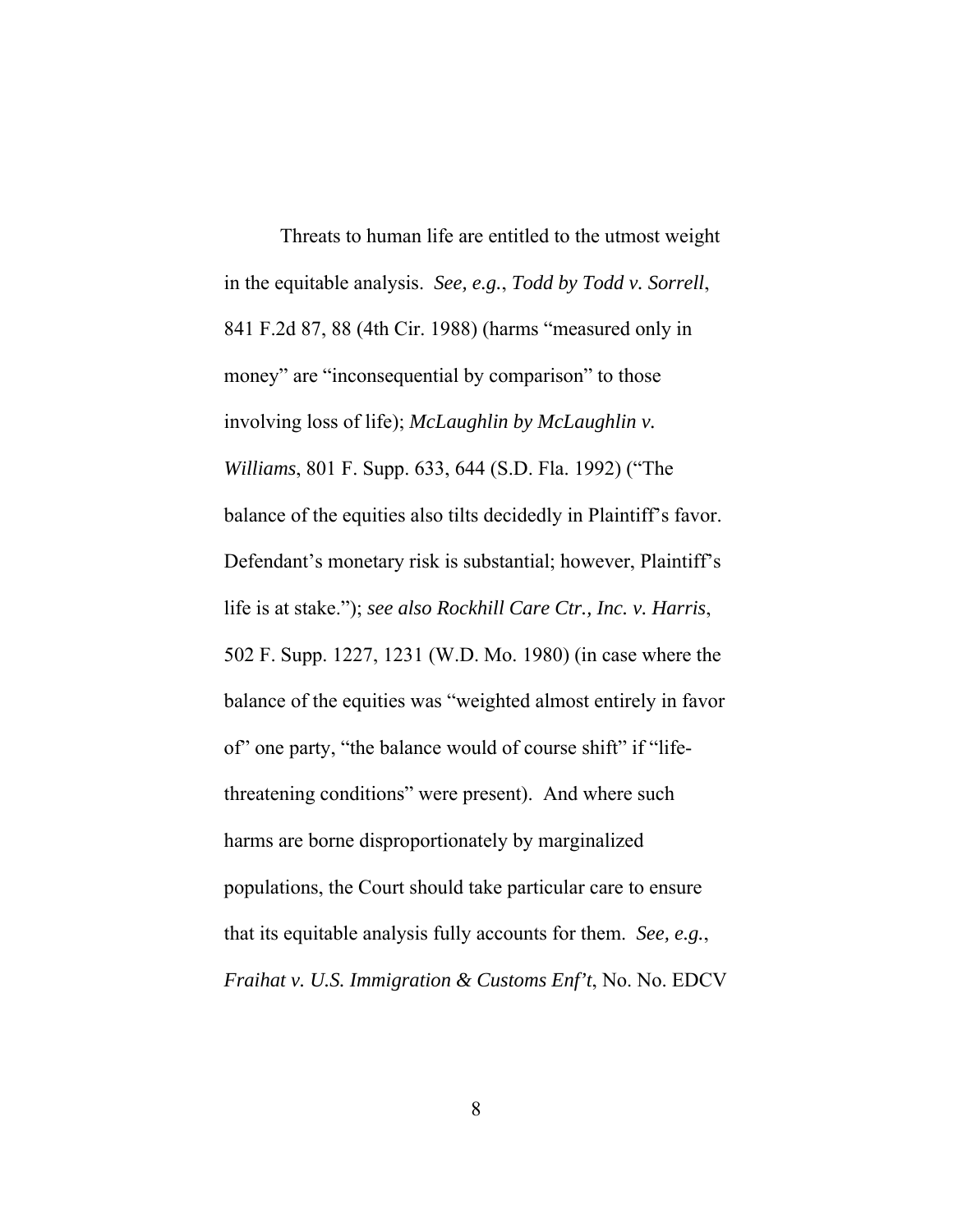Threats to human life are entitled to the utmost weight in the equitable analysis. *See, e.g.*, *Todd by Todd v. Sorrell*, 841 F.2d 87, 88 (4th Cir. 1988) (harms "measured only in money" are "inconsequential by comparison" to those involving loss of life); *McLaughlin by McLaughlin v. Williams*, 801 F. Supp. 633, 644 (S.D. Fla. 1992) ("The balance of the equities also tilts decidedly in Plaintiff's favor. Defendant's monetary risk is substantial; however, Plaintiff's life is at stake."); *see also Rockhill Care Ctr., Inc. v. Harris*, 502 F. Supp. 1227, 1231 (W.D. Mo. 1980) (in case where the balance of the equities was "weighted almost entirely in favor of" one party, "the balance would of course shift" if "life-threatening conditions" were present). And where such harms are borne disproportionately by marginalized populations, the Court should take particular care to ensure that its equitable analysis fully accounts for them. *See, e.g.*, *Fraihat v. U.S. Immigration & Customs Enf't*, No. No. EDCV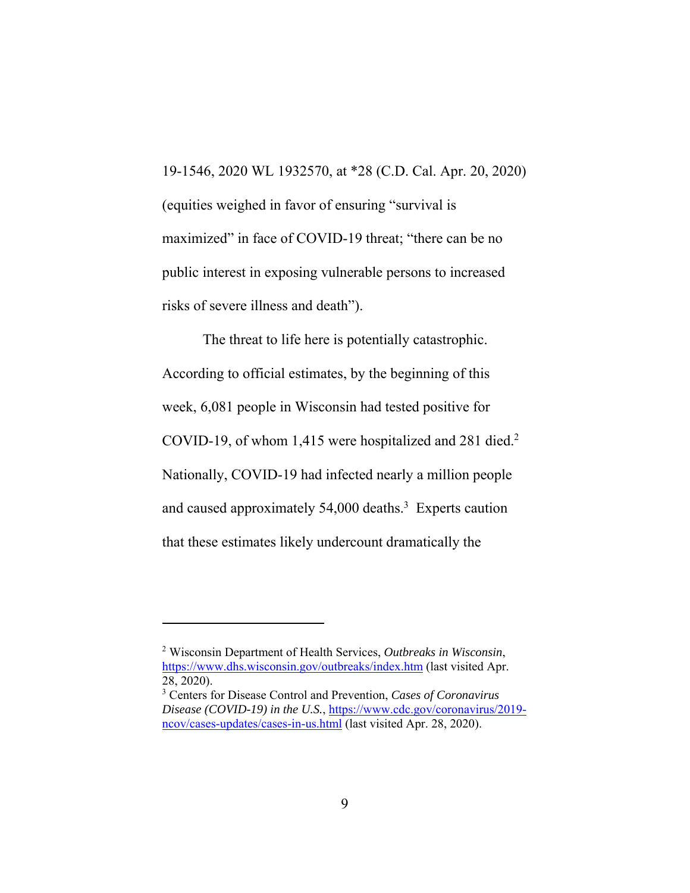19-1546, 2020 WL 1932570, at *28 (C.D. Cal. Apr. 20, 2020) (equities weighed in favor of ensuring "survival is maximized" in face of COVID-19 threat; "there can be no public interest in exposing vulnerable persons to increased risks of severe illness and death").

The threat to life here is potentially catastrophic. According to official estimates, by the beginning of this week, 6,081 people in Wisconsin had tested positive for COVID-19, of whom 1,415 were hospitalized and 281 died.[2] Nationally, COVID-19 had infected nearly a million people and caused approximately 54,000 deaths.[3] Experts caution that these estimates likely undercount dramatically the

---

[2] Wisconsin Department of Health Services, *Outbreaks in Wisconsin*, https://www.dhs.wisconsin.gov/outbreaks/index.htm (last visited Apr. 28, 2020).

[3] Centers for Disease Control and Prevention, *Cases of Coronavirus Disease (COVID-19) in the U.S.*, https://www.cdc.gov/coronavirus/2019-ncov/cases-updates/cases-in-us.html (last visited Apr. 28, 2020).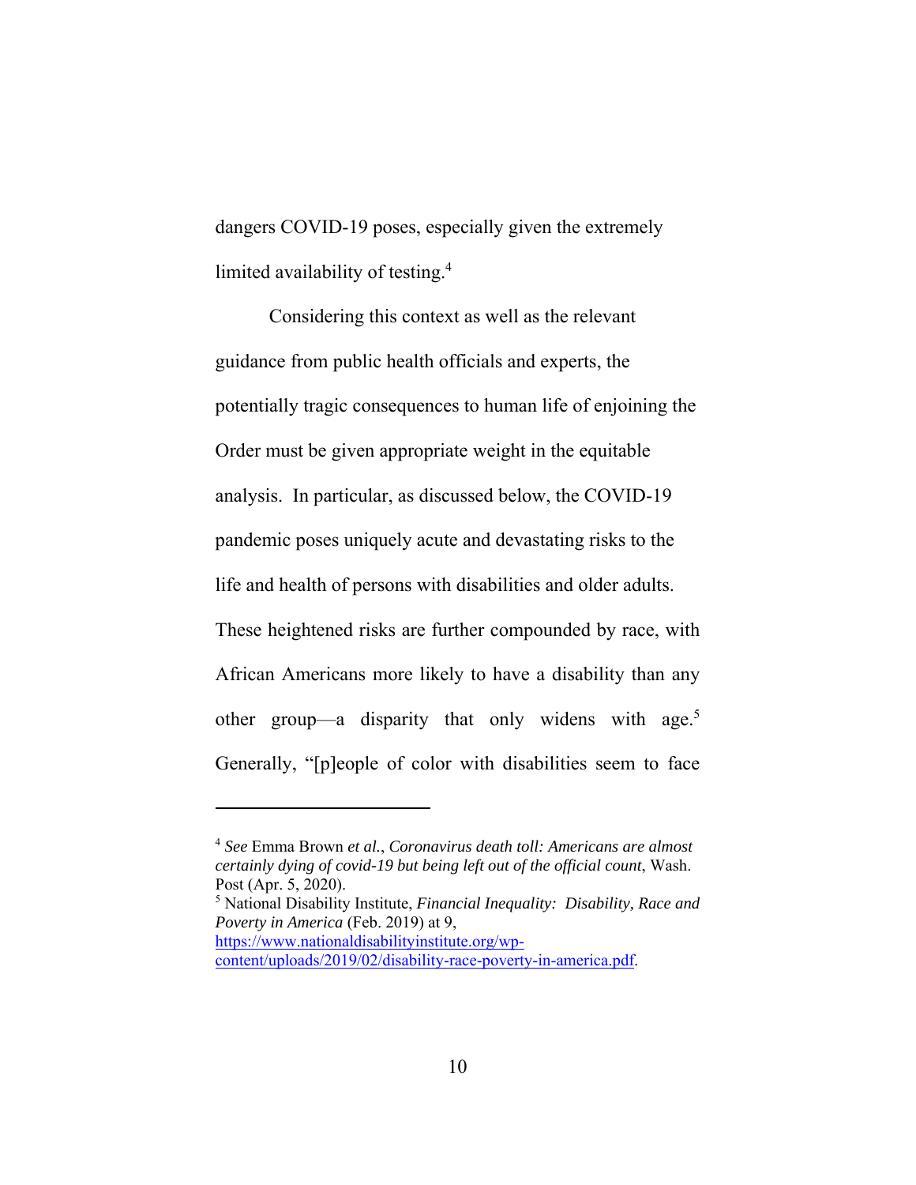dangers COVID-19 poses, especially given the extremely limited availability of testing.[4]

Considering this context as well as the relevant guidance from public health officials and experts, the potentially tragic consequences to human life of enjoining the Order must be given appropriate weight in the equitable analysis. In particular, as discussed below, the COVID-19 pandemic poses uniquely acute and devastating risks to the life and health of persons with disabilities and older adults. These heightened risks are further compounded by race, with African Americans more likely to have a disability than any other group—a disparity that only widens with age.[5] Generally, "[p]eople of color with disabilities seem to face

---

[4] *See* Emma Brown *et al.*, *Coronavirus death toll: Americans are almost certainly dying of covid-19 but being left out of the official count*, Wash. Post (Apr. 5, 2020).

[5] National Disability Institute, *Financial Inequality: Disability, Race and Poverty in America* (Feb. 2019) at 9, https://www.nationaldisabilityinstitute.org/wp-content/uploads/2019/02/disability-race-poverty-in-america.pdf.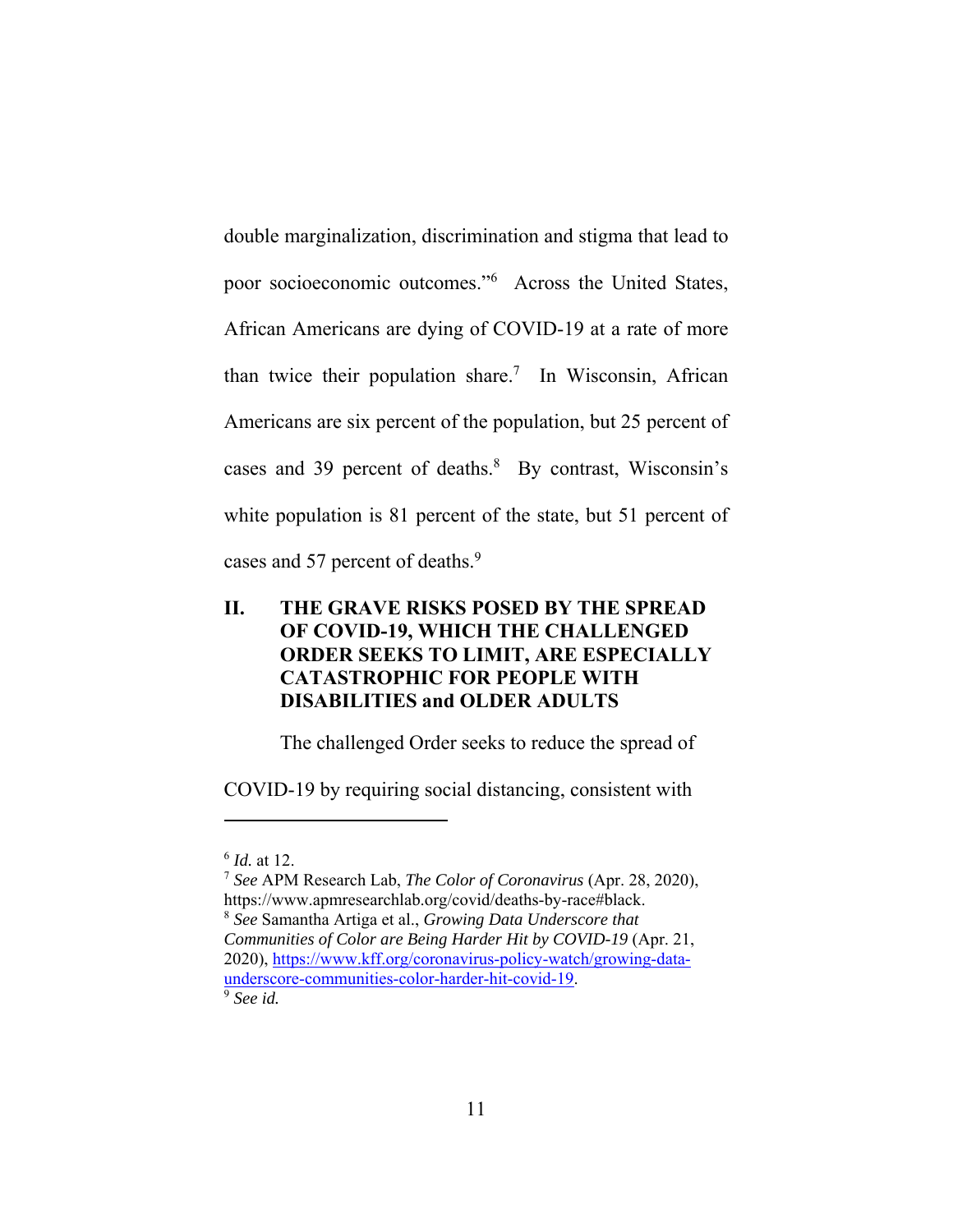double marginalization, discrimination and stigma that lead to poor socioeconomic outcomes."[6] Across the United States, African Americans are dying of COVID-19 at a rate of more than twice their population share.[7] In Wisconsin, African Americans are six percent of the population, but 25 percent of cases and 39 percent of deaths.[8] By contrast, Wisconsin's white population is 81 percent of the state, but 51 percent of cases and 57 percent of deaths.[9]

## II. THE GRAVE RISKS POSED BY THE SPREAD OF COVID-19, WHICH THE CHALLENGED ORDER SEEKS TO LIMIT, ARE ESPECIALLY CATASTROPHIC FOR PEOPLE WITH DISABILITIES and OLDER ADULTS

The challenged Order seeks to reduce the spread of COVID-19 by requiring social distancing, consistent with

---

[6] *Id.* at 12.

[7] *See* APM Research Lab, *The Color of Coronavirus* (Apr. 28, 2020), https://www.apmresearchlab.org/covid/deaths-by-race#black.

[8] *See* Samantha Artiga et al., *Growing Data Underscore that Communities of Color are Being Harder Hit by COVID-19* (Apr. 21, 2020), https://www.kff.org/coronavirus-policy-watch/growing-data-underscore-communities-color-harder-hit-covid-19.

[9] *See id.*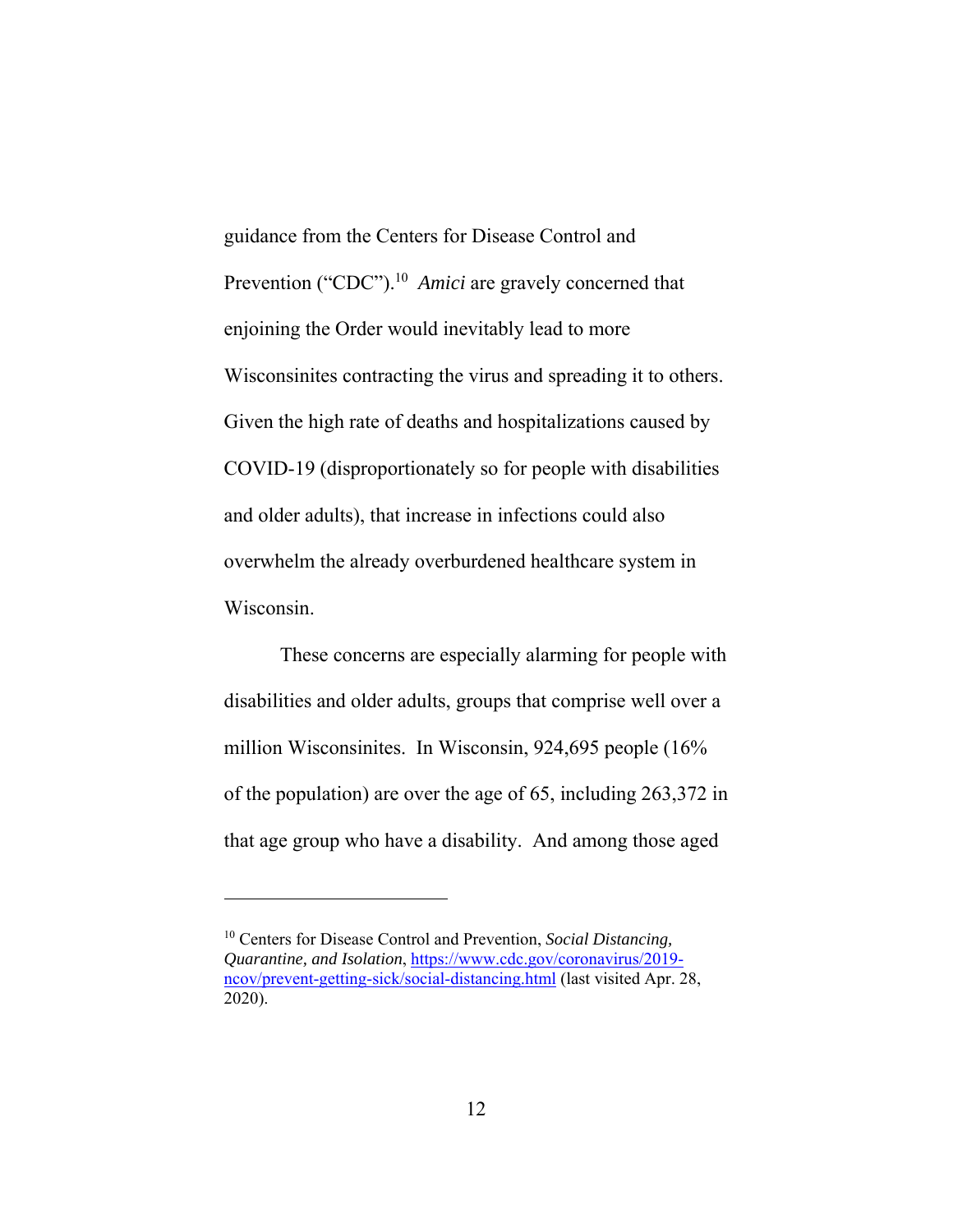guidance from the Centers for Disease Control and Prevention ("CDC").[10] *Amici* are gravely concerned that enjoining the Order would inevitably lead to more Wisconsinites contracting the virus and spreading it to others. Given the high rate of deaths and hospitalizations caused by COVID-19 (disproportionately so for people with disabilities and older adults), that increase in infections could also overwhelm the already overburdened healthcare system in Wisconsin.

These concerns are especially alarming for people with disabilities and older adults, groups that comprise well over a million Wisconsinites. In Wisconsin, 924,695 people (16% of the population) are over the age of 65, including 263,372 in that age group who have a disability. And among those aged

---

[10] Centers for Disease Control and Prevention, *Social Distancing, Quarantine, and Isolation*, https://www.cdc.gov/coronavirus/2019-ncov/prevent-getting-sick/social-distancing.html (last visited Apr. 28, 2020).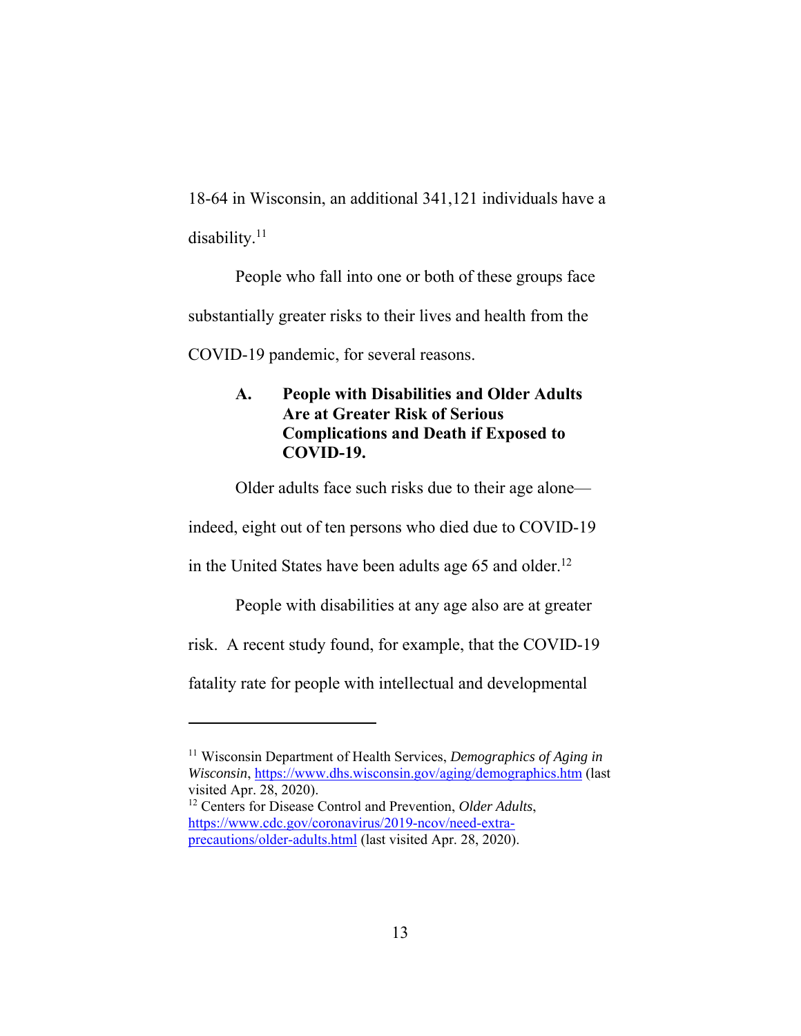18-64 in Wisconsin, an additional 341,121 individuals have a disability.[11]

People who fall into one or both of these groups face substantially greater risks to their lives and health from the COVID-19 pandemic, for several reasons.

### A. People with Disabilities and Older Adults Are at Greater Risk of Serious Complications and Death if Exposed to COVID-19.

Older adults face such risks due to their age alone—indeed, eight out of ten persons who died due to COVID-19 in the United States have been adults age 65 and older.[12]

People with disabilities at any age also are at greater risk. A recent study found, for example, that the COVID-19 fatality rate for people with intellectual and developmental

---

[11] Wisconsin Department of Health Services, *Demographics of Aging in Wisconsin*, https://www.dhs.wisconsin.gov/aging/demographics.htm (last visited Apr. 28, 2020).

[12] Centers for Disease Control and Prevention, *Older Adults*, https://www.cdc.gov/coronavirus/2019-ncov/need-extra-precautions/older-adults.html (last visited Apr. 28, 2020).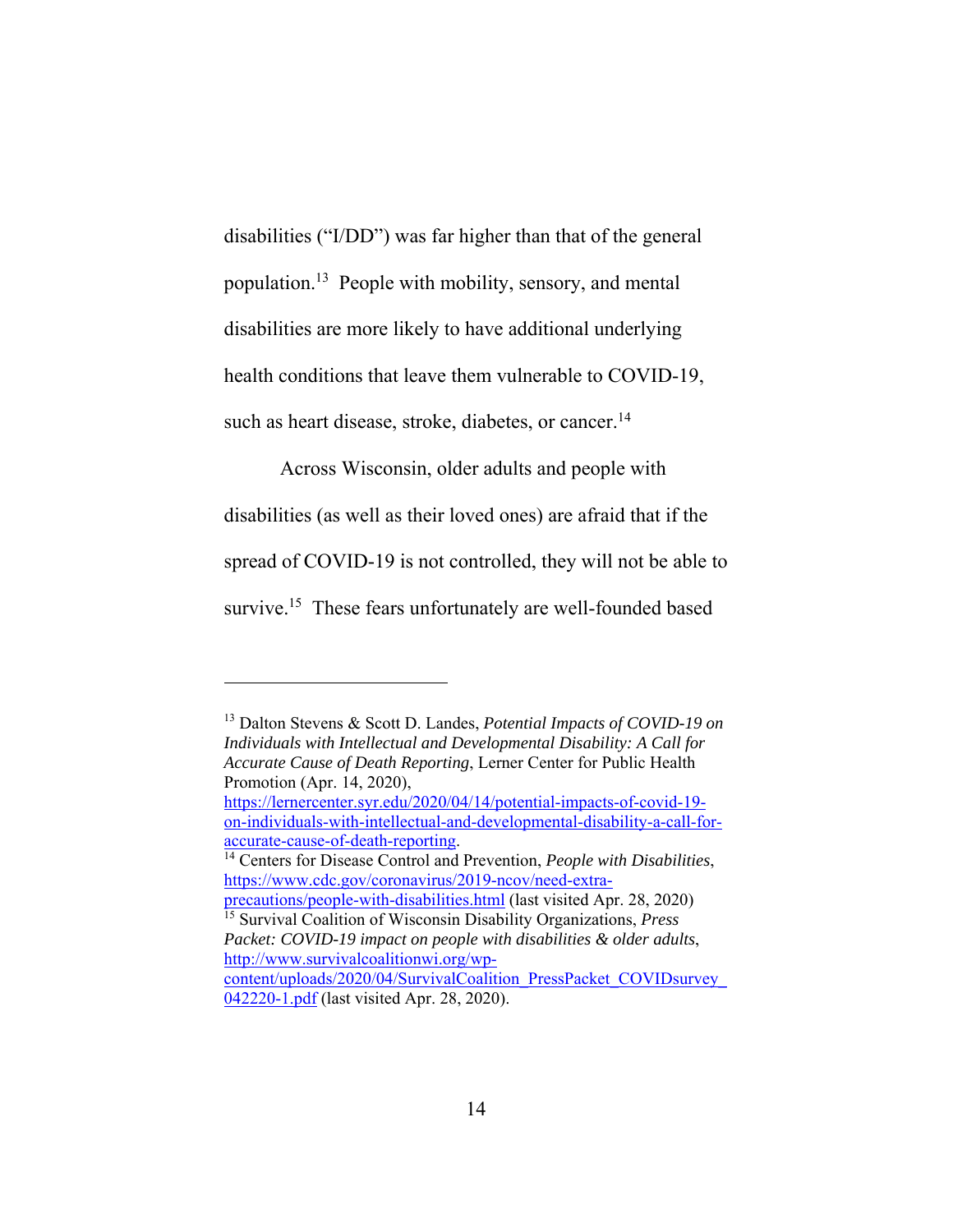disabilities ("I/DD") was far higher than that of the general population.[13] People with mobility, sensory, and mental disabilities are more likely to have additional underlying health conditions that leave them vulnerable to COVID-19, such as heart disease, stroke, diabetes, or cancer.[14]

Across Wisconsin, older adults and people with disabilities (as well as their loved ones) are afraid that if the spread of COVID-19 is not controlled, they will not be able to survive.[15] These fears unfortunately are well-founded based

---

[13] Dalton Stevens & Scott D. Landes, *Potential Impacts of COVID-19 on Individuals with Intellectual and Developmental Disability: A Call for Accurate Cause of Death Reporting*, Lerner Center for Public Health Promotion (Apr. 14, 2020), https://lernercenter.syr.edu/2020/04/14/potential-impacts-of-covid-19-on-individuals-with-intellectual-and-developmental-disability-a-call-for-accurate-cause-of-death-reporting.

[14] Centers for Disease Control and Prevention, *People with Disabilities*, https://www.cdc.gov/coronavirus/2019-ncov/need-extra-precautions/people-with-disabilities.html (last visited Apr. 28, 2020)

[15] Survival Coalition of Wisconsin Disability Organizations, *Press Packet: COVID-19 impact on people with disabilities & older adults*, http://www.survivalcoalitionwi.org/wp-content/uploads/2020/04/SurvivalCoalition_PressPacket_COVIDsurvey_042220-1.pdf (last visited Apr. 28, 2020).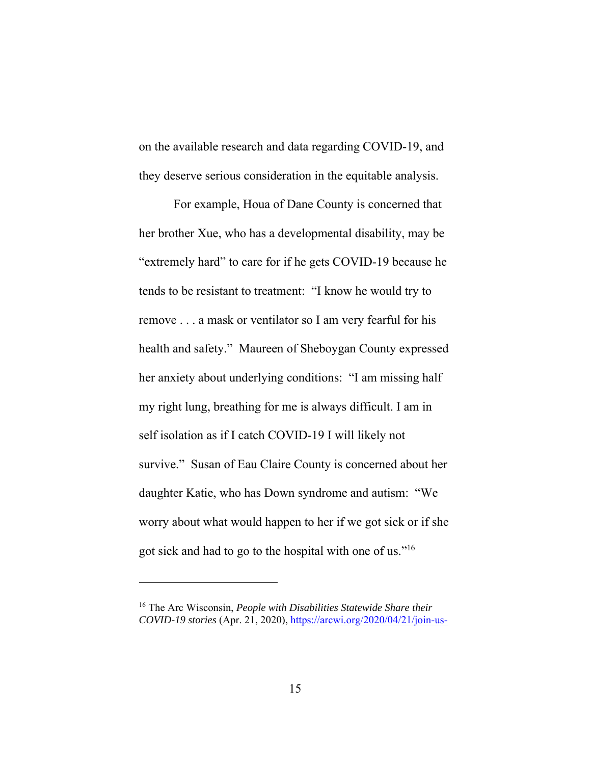on the available research and data regarding COVID-19, and they deserve serious consideration in the equitable analysis.

For example, Houa of Dane County is concerned that her brother Xue, who has a developmental disability, may be "extremely hard" to care for if he gets COVID-19 because he tends to be resistant to treatment: "I know he would try to remove . . . a mask or ventilator so I am very fearful for his health and safety." Maureen of Sheboygan County expressed her anxiety about underlying conditions: "I am missing half my right lung, breathing for me is always difficult. I am in self isolation as if I catch COVID-19 I will likely not survive." Susan of Eau Claire County is concerned about her daughter Katie, who has Down syndrome and autism: "We worry about what would happen to her if we got sick or if she got sick and had to go to the hospital with one of us."[16]

---

[16] The Arc Wisconsin, *People with Disabilities Statewide Share their COVID-19 stories* (Apr. 21, 2020), https://arcwi.org/2020/04/21/join-us-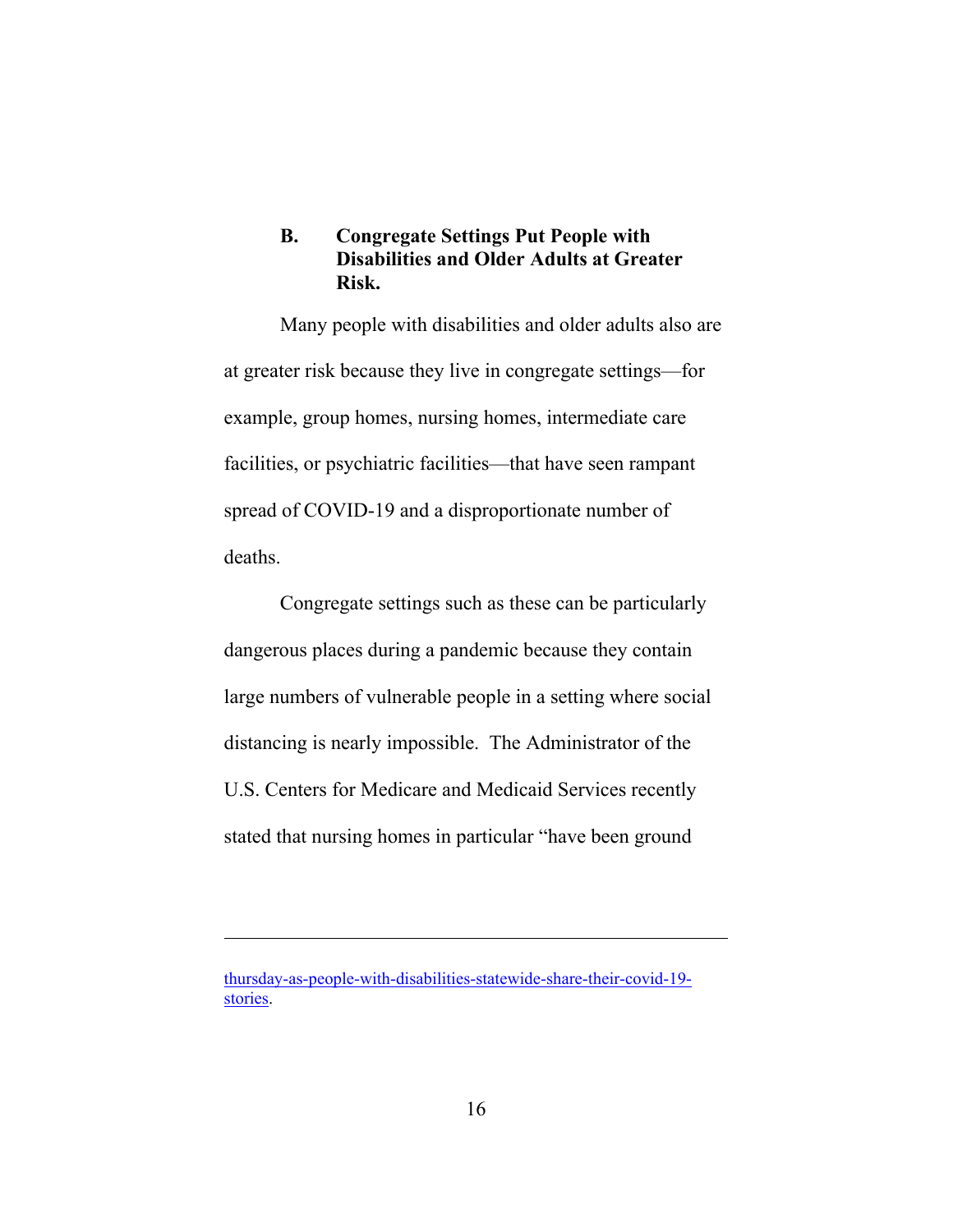### B. Congregate Settings Put People with Disabilities and Older Adults at Greater Risk.

Many people with disabilities and older adults also are at greater risk because they live in congregate settings—for example, group homes, nursing homes, intermediate care facilities, or psychiatric facilities—that have seen rampant spread of COVID-19 and a disproportionate number of deaths.

Congregate settings such as these can be particularly dangerous places during a pandemic because they contain large numbers of vulnerable people in a setting where social distancing is nearly impossible. The Administrator of the U.S. Centers for Medicare and Medicaid Services recently stated that nursing homes in particular "have been ground

---

thursday-as-people-with-disabilities-statewide-share-their-covid-19-stories.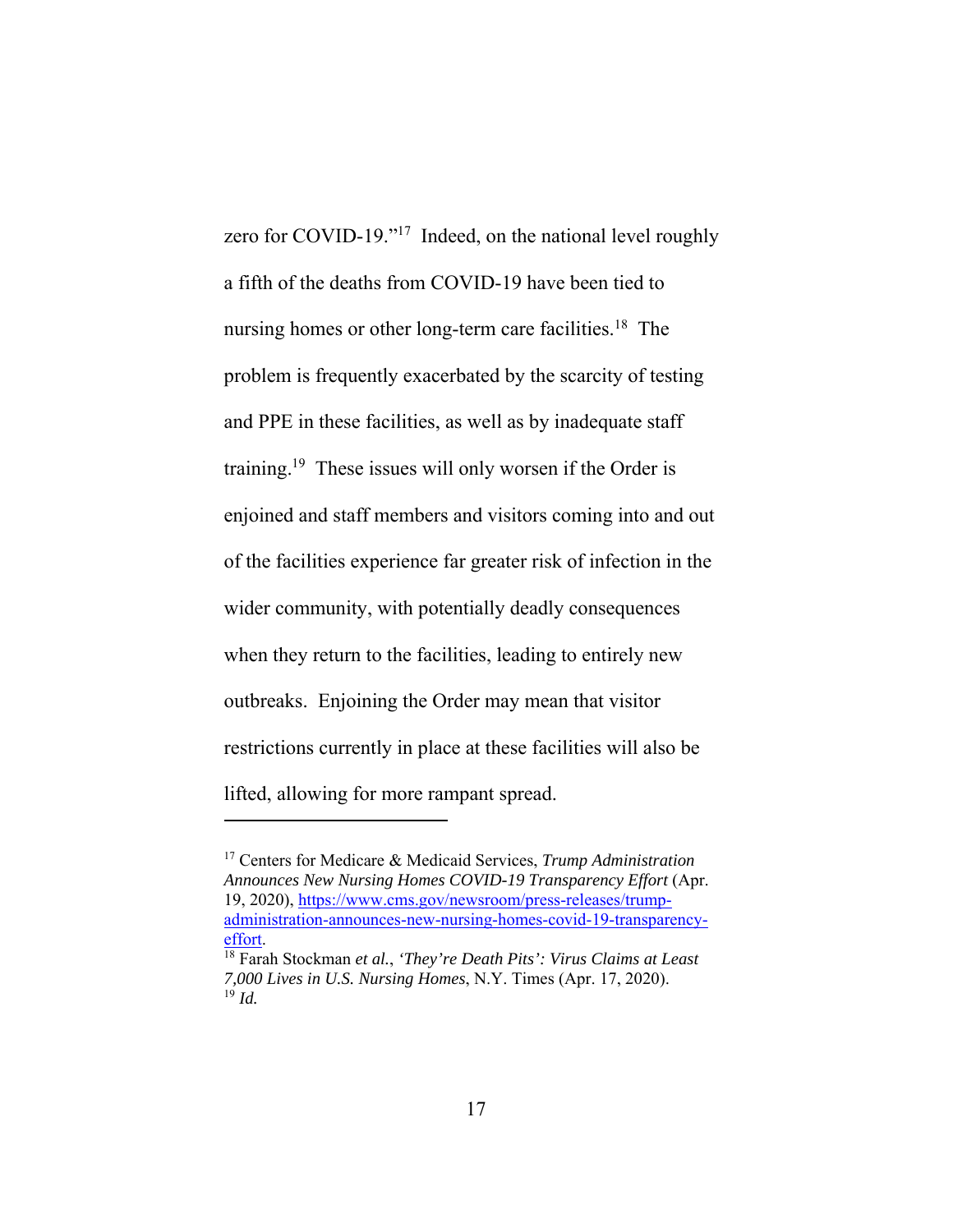zero for COVID-19."[17] Indeed, on the national level roughly a fifth of the deaths from COVID-19 have been tied to nursing homes or other long-term care facilities.[18] The problem is frequently exacerbated by the scarcity of testing and PPE in these facilities, as well as by inadequate staff training.[19] These issues will only worsen if the Order is enjoined and staff members and visitors coming into and out of the facilities experience far greater risk of infection in the wider community, with potentially deadly consequences when they return to the facilities, leading to entirely new outbreaks. Enjoining the Order may mean that visitor restrictions currently in place at these facilities will also be lifted, allowing for more rampant spread.

---

[17] Centers for Medicare & Medicaid Services, *Trump Administration Announces New Nursing Homes COVID-19 Transparency Effort* (Apr. 19, 2020), https://www.cms.gov/newsroom/press-releases/trump-administration-announces-new-nursing-homes-covid-19-transparency-effort.

[18] Farah Stockman *et al.*, *'They're Death Pits': Virus Claims at Least 7,000 Lives in U.S. Nursing Homes*, N.Y. Times (Apr. 17, 2020).

[19] *Id.*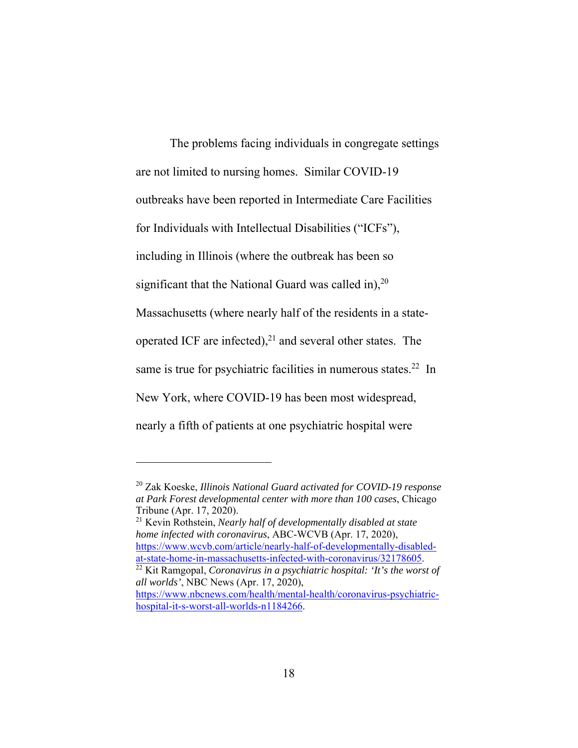The problems facing individuals in congregate settings are not limited to nursing homes. Similar COVID-19 outbreaks have been reported in Intermediate Care Facilities for Individuals with Intellectual Disabilities ("ICFs"), including in Illinois (where the outbreak has been so significant that the National Guard was called in),[20] Massachusetts (where nearly half of the residents in a state-operated ICF are infected),[21] and several other states. The same is true for psychiatric facilities in numerous states.[22] In New York, where COVID-19 has been most widespread, nearly a fifth of patients at one psychiatric hospital were

---

[20] Zak Koeske, *Illinois National Guard activated for COVID-19 response at Park Forest developmental center with more than 100 cases*, Chicago Tribune (Apr. 17, 2020).

[21] Kevin Rothstein, *Nearly half of developmentally disabled at state home infected with coronavirus*, ABC-WCVB (Apr. 17, 2020), https://www.wcvb.com/article/nearly-half-of-developmentally-disabled-at-state-home-in-massachusetts-infected-with-coronavirus/32178605.

[22] Kit Ramgopal, *Coronavirus in a psychiatric hospital: 'It's the worst of all worlds'*, NBC News (Apr. 17, 2020), https://www.nbcnews.com/health/mental-health/coronavirus-psychiatric-hospital-it-s-worst-all-worlds-n1184266.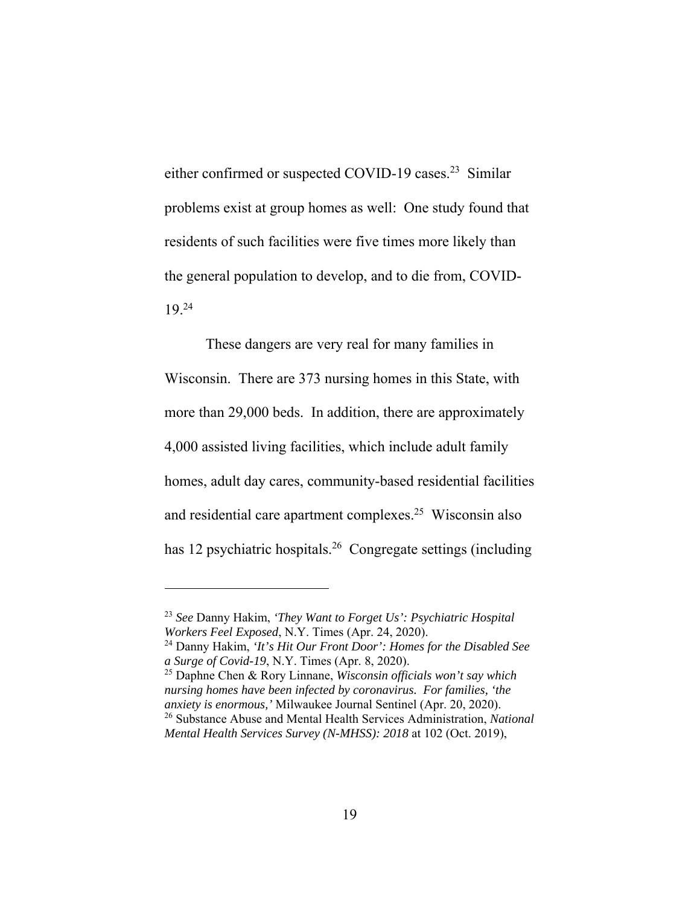either confirmed or suspected COVID-19 cases.[23] Similar problems exist at group homes as well: One study found that residents of such facilities were five times more likely than the general population to develop, and to die from, COVID-19.[24]

These dangers are very real for many families in Wisconsin. There are 373 nursing homes in this State, with more than 29,000 beds. In addition, there are approximately 4,000 assisted living facilities, which include adult family homes, adult day cares, community-based residential facilities and residential care apartment complexes.[25] Wisconsin also has 12 psychiatric hospitals.[26] Congregate settings (including

---

[23] *See* Danny Hakim, *'They Want to Forget Us': Psychiatric Hospital Workers Feel Exposed*, N.Y. Times (Apr. 24, 2020).

[24] Danny Hakim, *'It's Hit Our Front Door': Homes for the Disabled See a Surge of Covid-19*, N.Y. Times (Apr. 8, 2020).

[25] Daphne Chen & Rory Linnane, *Wisconsin officials won't say which nursing homes have been infected by coronavirus. For families, 'the anxiety is enormous,'* Milwaukee Journal Sentinel (Apr. 20, 2020).

[26] Substance Abuse and Mental Health Services Administration, *National Mental Health Services Survey (N-MHSS): 2018* at 102 (Oct. 2019),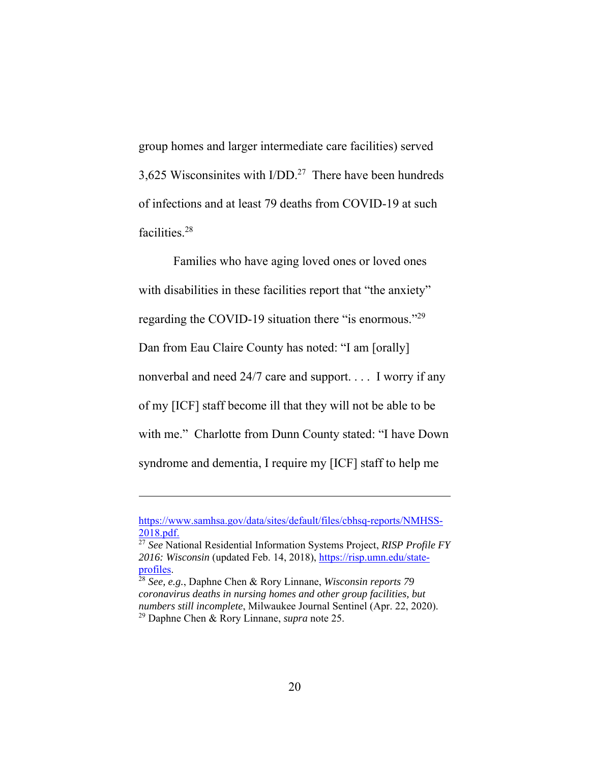group homes and larger intermediate care facilities) served 3,625 Wisconsinites with I/DD.[27] There have been hundreds of infections and at least 79 deaths from COVID-19 at such facilities.[28]

Families who have aging loved ones or loved ones with disabilities in these facilities report that "the anxiety" regarding the COVID-19 situation there "is enormous."[29] Dan from Eau Claire County has noted: "I am [orally] nonverbal and need 24/7 care and support. . . . I worry if any of my [ICF] staff become ill that they will not be able to be with me." Charlotte from Dunn County stated: "I have Down syndrome and dementia, I require my [ICF] staff to help me

---

https://www.samhsa.gov/data/sites/default/files/cbhsq-reports/NMHSS-2018.pdf.

[27] *See* National Residential Information Systems Project, *RISP Profile FY 2016: Wisconsin* (updated Feb. 14, 2018), https://risp.umn.edu/state-profiles.

[28] *See, e.g.*, Daphne Chen & Rory Linnane, *Wisconsin reports 79 coronavirus deaths in nursing homes and other group facilities, but numbers still incomplete*, Milwaukee Journal Sentinel (Apr. 22, 2020).

[29] Daphne Chen & Rory Linnane, *supra* note 25.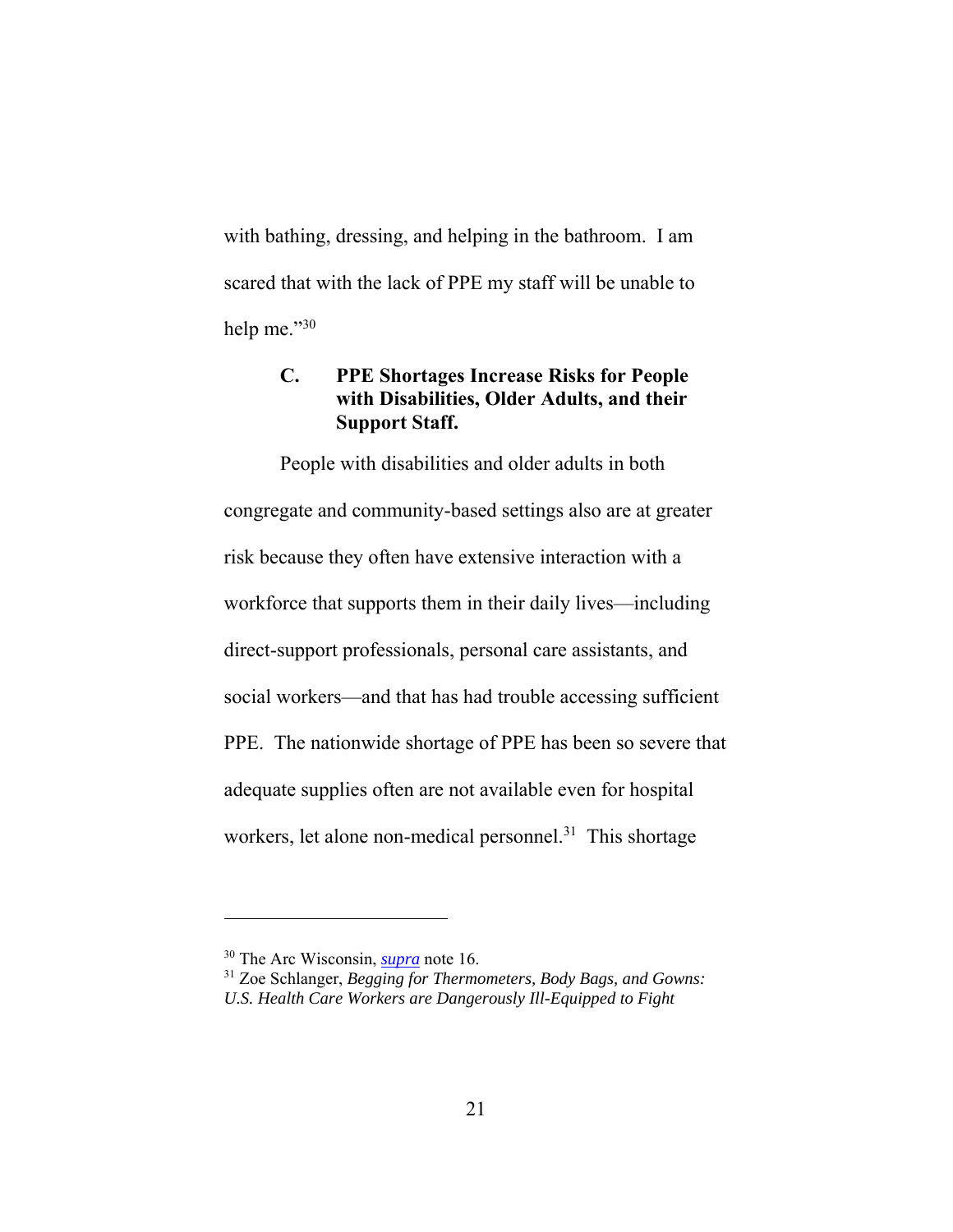with bathing, dressing, and helping in the bathroom. I am scared that with the lack of PPE my staff will be unable to help me."[30]

### C. PPE Shortages Increase Risks for People with Disabilities, Older Adults, and their Support Staff.

People with disabilities and older adults in both congregate and community-based settings also are at greater risk because they often have extensive interaction with a workforce that supports them in their daily lives—including direct-support professionals, personal care assistants, and social workers—and that has had trouble accessing sufficient PPE. The nationwide shortage of PPE has been so severe that adequate supplies often are not available even for hospital workers, let alone non-medical personnel.[31] This shortage

---

[30] The Arc Wisconsin, *supra* note 16.

[31] Zoe Schlanger, *Begging for Thermometers, Body Bags, and Gowns: U.S. Health Care Workers are Dangerously Ill-Equipped to Fight*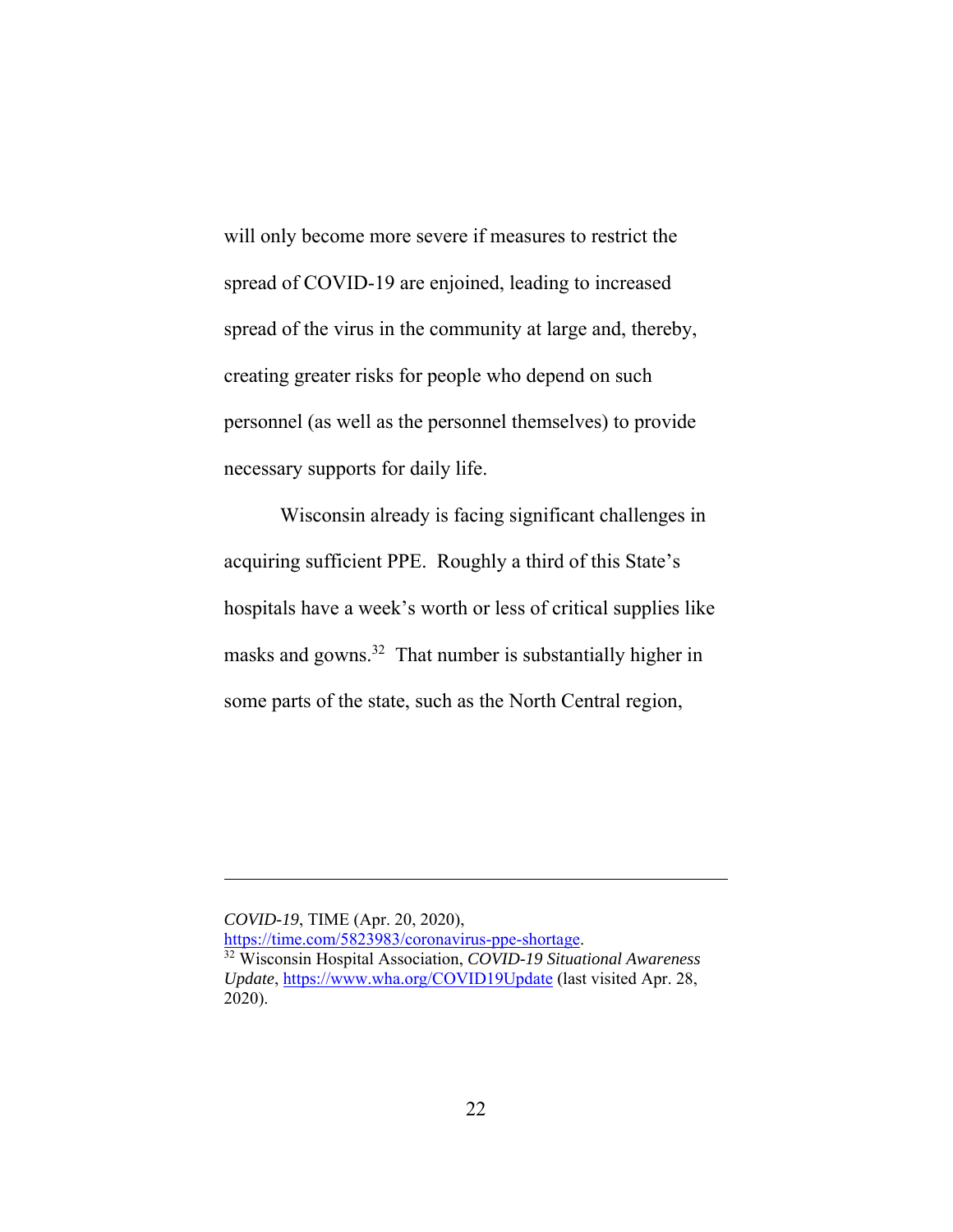will only become more severe if measures to restrict the spread of COVID-19 are enjoined, leading to increased spread of the virus in the community at large and, thereby, creating greater risks for people who depend on such personnel (as well as the personnel themselves) to provide necessary supports for daily life.

Wisconsin already is facing significant challenges in acquiring sufficient PPE. Roughly a third of this State's hospitals have a week's worth or less of critical supplies like masks and gowns.[32] That number is substantially higher in some parts of the state, such as the North Central region,

---

*COVID-19*, TIME (Apr. 20, 2020), https://time.com/5823983/coronavirus-ppe-shortage.

[32] Wisconsin Hospital Association, *COVID-19 Situational Awareness Update*, https://www.wha.org/COVID19Update (last visited Apr. 28, 2020).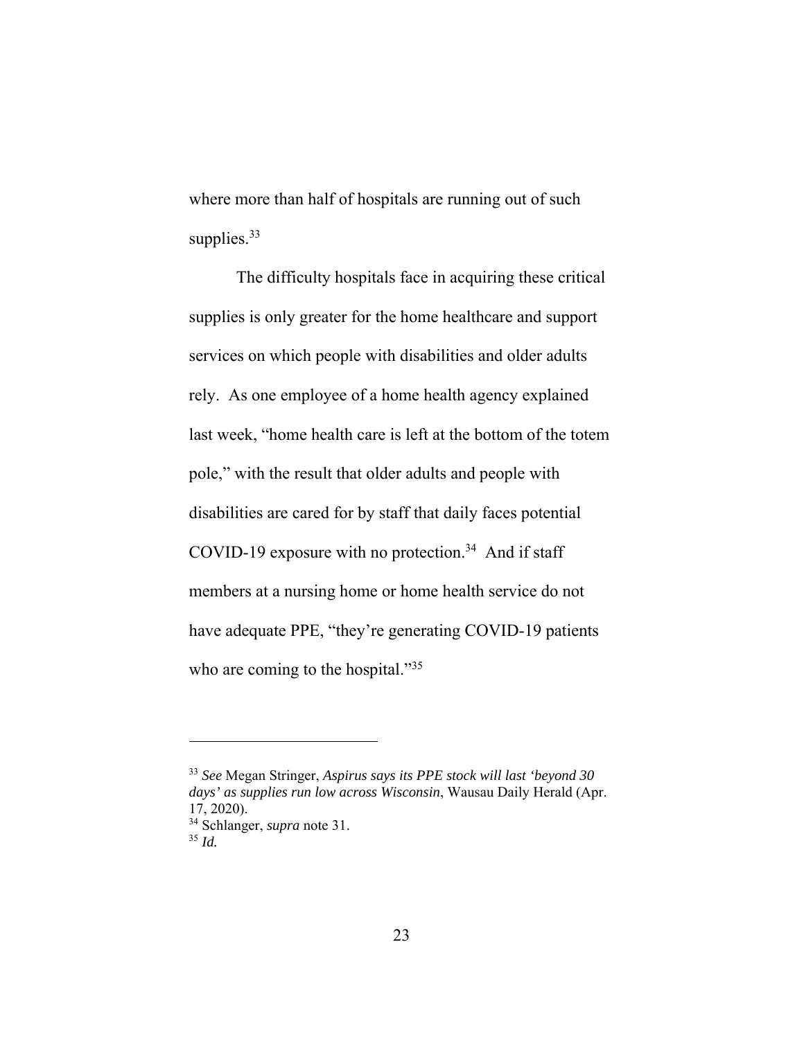where more than half of hospitals are running out of such supplies.[33]

The difficulty hospitals face in acquiring these critical supplies is only greater for the home healthcare and support services on which people with disabilities and older adults rely. As one employee of a home health agency explained last week, "home health care is left at the bottom of the totem pole," with the result that older adults and people with disabilities are cared for by staff that daily faces potential COVID-19 exposure with no protection.[34] And if staff members at a nursing home or home health service do not have adequate PPE, "they're generating COVID-19 patients who are coming to the hospital."[35]

---

[33] *See* Megan Stringer, *Aspirus says its PPE stock will last 'beyond 30 days' as supplies run low across Wisconsin*, Wausau Daily Herald (Apr. 17, 2020).

[34] Schlanger, *supra* note 31.

[35] *Id.*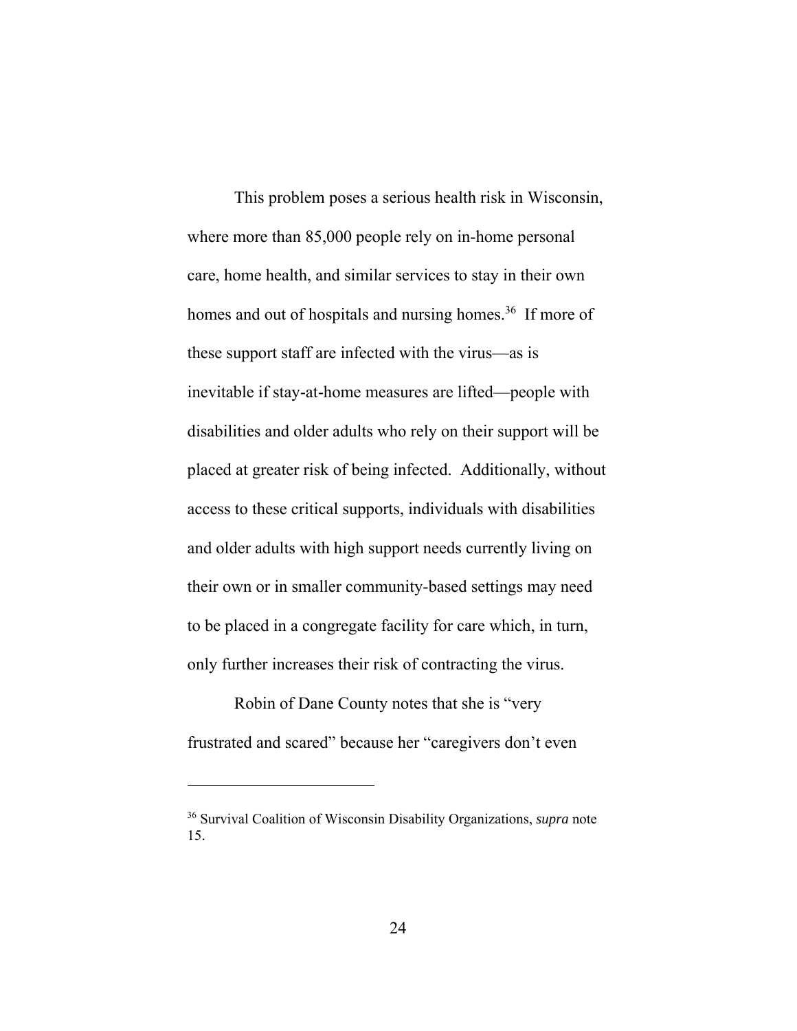This problem poses a serious health risk in Wisconsin, where more than 85,000 people rely on in-home personal care, home health, and similar services to stay in their own homes and out of hospitals and nursing homes.[36] If more of these support staff are infected with the virus—as is inevitable if stay-at-home measures are lifted—people with disabilities and older adults who rely on their support will be placed at greater risk of being infected. Additionally, without access to these critical supports, individuals with disabilities and older adults with high support needs currently living on their own or in smaller community-based settings may need to be placed in a congregate facility for care which, in turn, only further increases their risk of contracting the virus.

Robin of Dane County notes that she is "very frustrated and scared" because her "caregivers don't even

---

[36] Survival Coalition of Wisconsin Disability Organizations, *supra* note 15.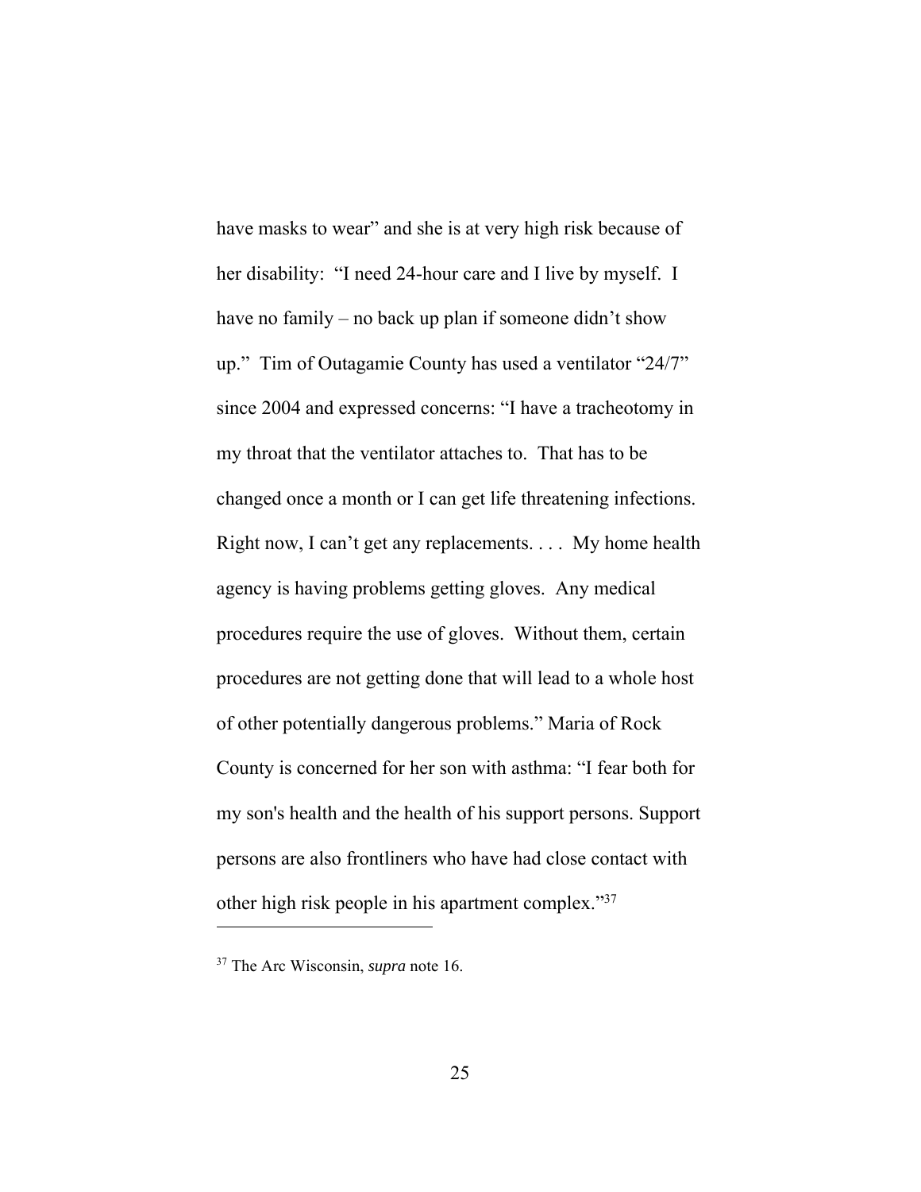have masks to wear" and she is at very high risk because of her disability: "I need 24-hour care and I live by myself. I have no family – no back up plan if someone didn't show up." Tim of Outagamie County has used a ventilator "24/7" since 2004 and expressed concerns: "I have a tracheotomy in my throat that the ventilator attaches to. That has to be changed once a month or I can get life threatening infections. Right now, I can't get any replacements. . . . My home health agency is having problems getting gloves. Any medical procedures require the use of gloves. Without them, certain procedures are not getting done that will lead to a whole host of other potentially dangerous problems." Maria of Rock County is concerned for her son with asthma: "I fear both for my son's health and the health of his support persons. Support persons are also frontliners who have had close contact with other high risk people in his apartment complex."[37]

[37] The Arc Wisconsin, *supra* note 16.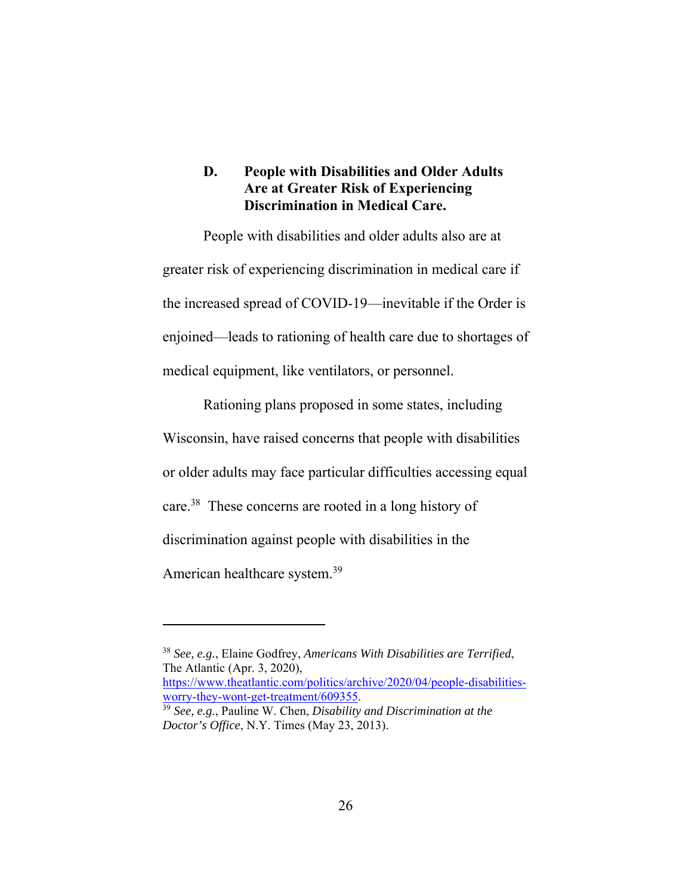### D. People with Disabilities and Older Adults Are at Greater Risk of Experiencing Discrimination in Medical Care.

People with disabilities and older adults also are at greater risk of experiencing discrimination in medical care if the increased spread of COVID-19—inevitable if the Order is enjoined—leads to rationing of health care due to shortages of medical equipment, like ventilators, or personnel.

Rationing plans proposed in some states, including Wisconsin, have raised concerns that people with disabilities or older adults may face particular difficulties accessing equal care.[38] These concerns are rooted in a long history of discrimination against people with disabilities in the American healthcare system.[39]

---

[38] *See, e.g.*, Elaine Godfrey, *Americans With Disabilities are Terrified*, The Atlantic (Apr. 3, 2020), https://www.theatlantic.com/politics/archive/2020/04/people-disabilities-worry-they-wont-get-treatment/609355.

[39] *See, e.g.*, Pauline W. Chen, *Disability and Discrimination at the Doctor's Office*, N.Y. Times (May 23, 2013).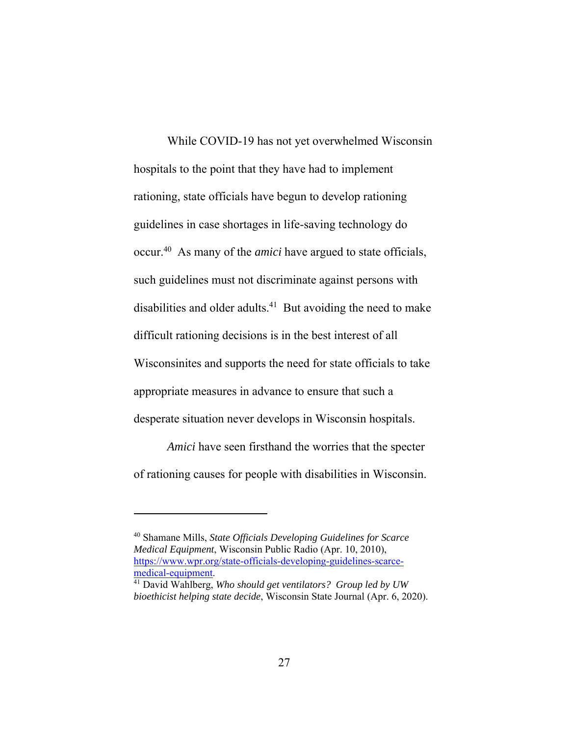While COVID-19 has not yet overwhelmed Wisconsin hospitals to the point that they have had to implement rationing, state officials have begun to develop rationing guidelines in case shortages in life-saving technology do occur.[40] As many of the *amici* have argued to state officials, such guidelines must not discriminate against persons with disabilities and older adults.[41] But avoiding the need to make difficult rationing decisions is in the best interest of all Wisconsinites and supports the need for state officials to take appropriate measures in advance to ensure that such a desperate situation never develops in Wisconsin hospitals.

*Amici* have seen firsthand the worries that the specter of rationing causes for people with disabilities in Wisconsin.

---

[40] Shamane Mills, *State Officials Developing Guidelines for Scarce Medical Equipment*, Wisconsin Public Radio (Apr. 10, 2010), https://www.wpr.org/state-officials-developing-guidelines-scarce-medical-equipment.

[41] David Wahlberg, *Who should get ventilators? Group led by UW bioethicist helping state decide*, Wisconsin State Journal (Apr. 6, 2020).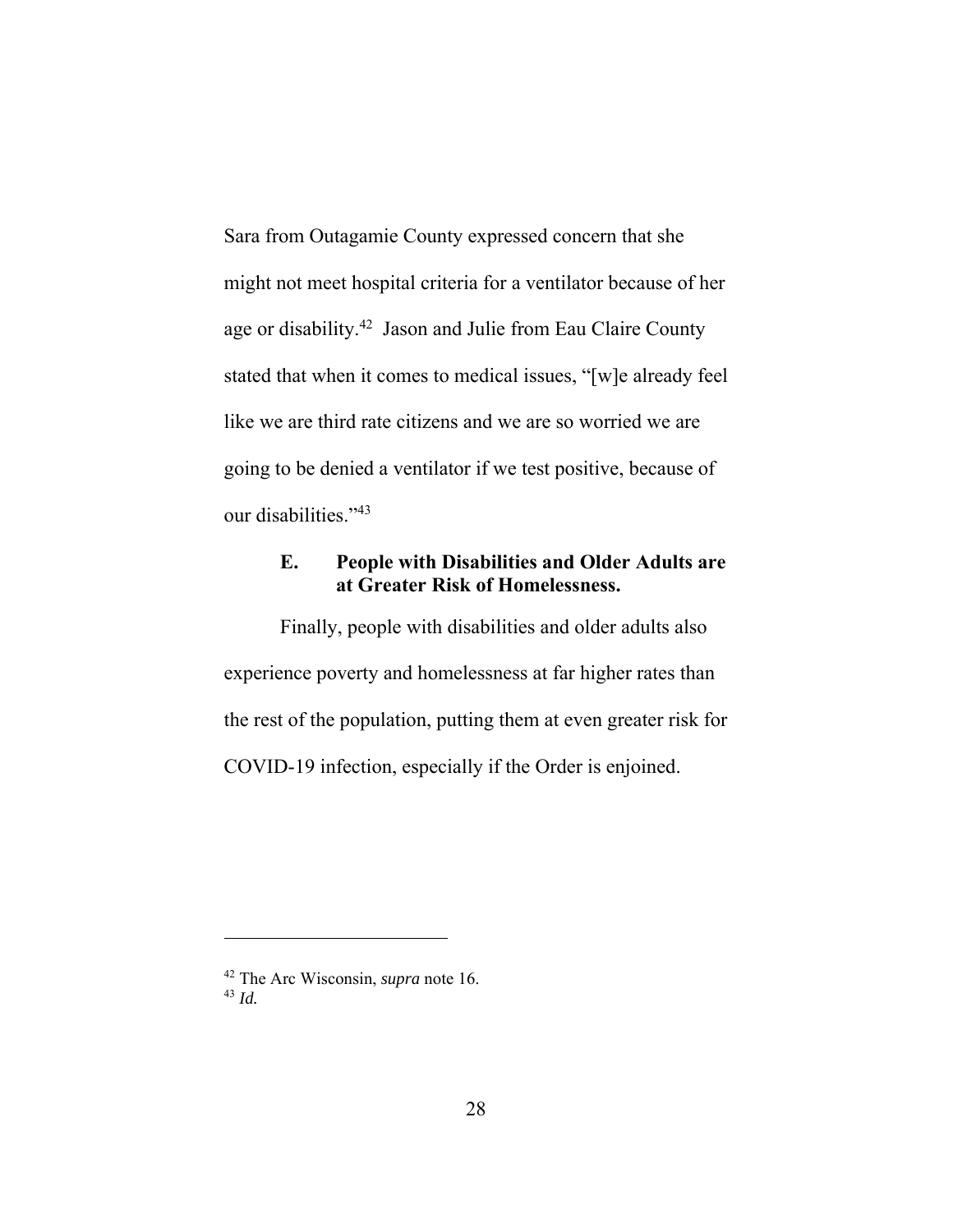Sara from Outagamie County expressed concern that she might not meet hospital criteria for a ventilator because of her age or disability.[42] Jason and Julie from Eau Claire County stated that when it comes to medical issues, "[w]e already feel like we are third rate citizens and we are so worried we are going to be denied a ventilator if we test positive, because of our disabilities."[43]

### E. People with Disabilities and Older Adults are at Greater Risk of Homelessness.

Finally, people with disabilities and older adults also experience poverty and homelessness at far higher rates than the rest of the population, putting them at even greater risk for COVID-19 infection, especially if the Order is enjoined.

---

[42] The Arc Wisconsin, *supra* note 16.

[43] *Id.*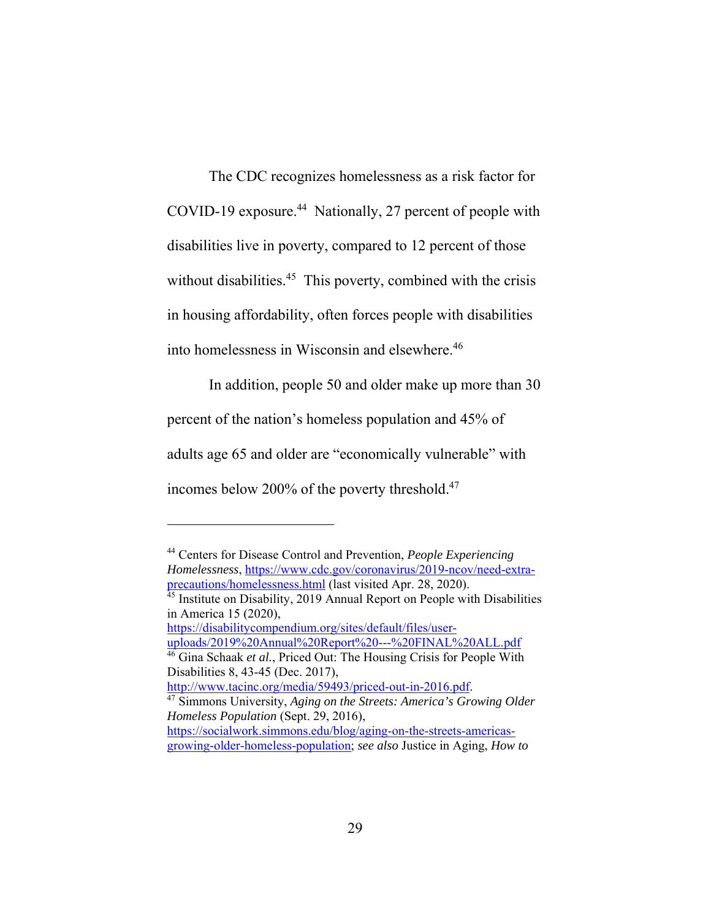The CDC recognizes homelessness as a risk factor for COVID-19 exposure.[44] Nationally, 27 percent of people with disabilities live in poverty, compared to 12 percent of those without disabilities.[45] This poverty, combined with the crisis in housing affordability, often forces people with disabilities into homelessness in Wisconsin and elsewhere.[46]

In addition, people 50 and older make up more than 30 percent of the nation's homeless population and 45% of adults age 65 and older are "economically vulnerable" with incomes below 200% of the poverty threshold.[47]

---

[44] Centers for Disease Control and Prevention, *People Experiencing Homelessness*, https://www.cdc.gov/coronavirus/2019-ncov/need-extra-precautions/homelessness.html (last visited Apr. 28, 2020).

[45] Institute on Disability, 2019 Annual Report on People with Disabilities in America 15 (2020), https://disabilitycompendium.org/sites/default/files/user-uploads/2019%20Annual%20Report%20---%20FINAL%20ALL.pdf

[46] Gina Schaak *et al.*, Priced Out: The Housing Crisis for People With Disabilities 8, 43-45 (Dec. 2017), http://www.tacinc.org/media/59493/priced-out-in-2016.pdf.

[47] Simmons University, *Aging on the Streets: America's Growing Older Homeless Population* (Sept. 29, 2016), https://socialwork.simmons.edu/blog/aging-on-the-streets-americas-growing-older-homeless-population; *see also* Justice in Aging, *How to*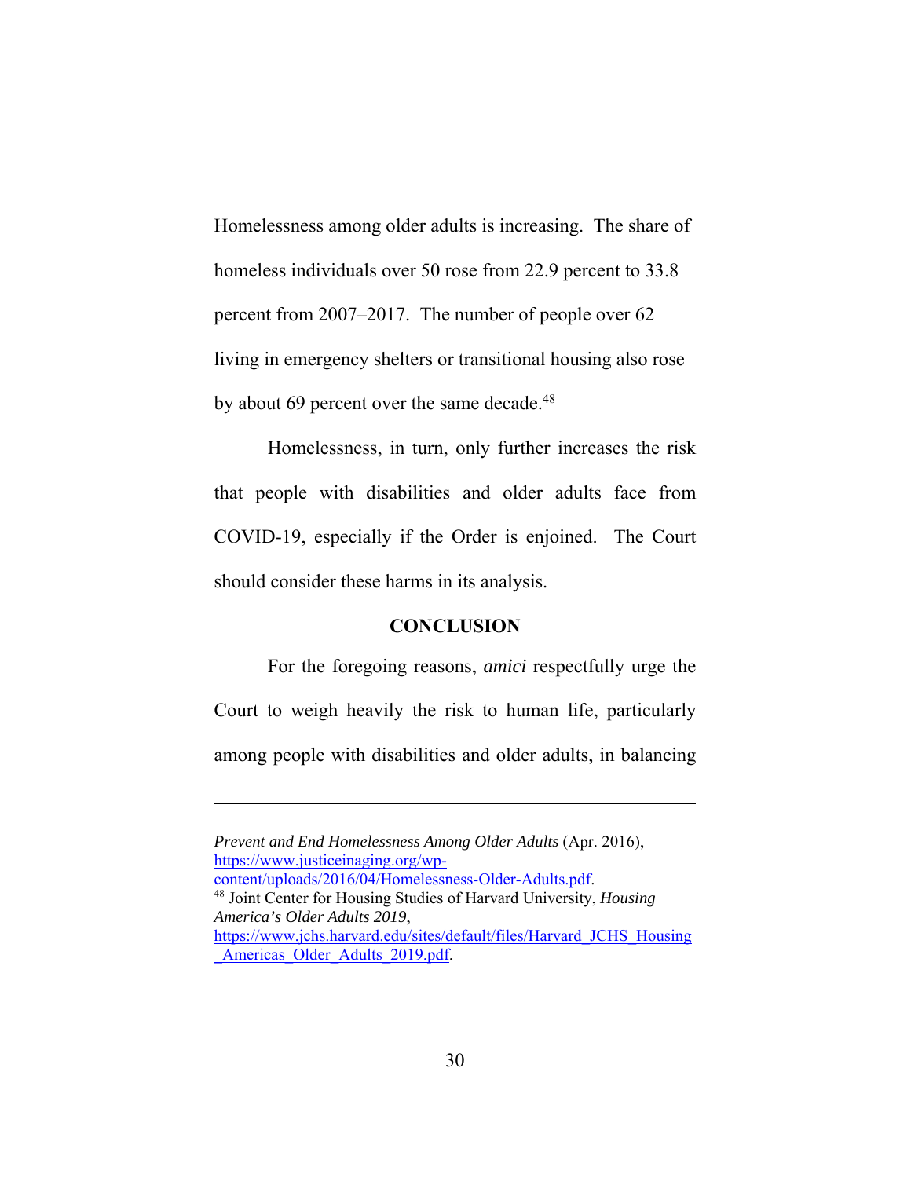Homelessness among older adults is increasing. The share of homeless individuals over 50 rose from 22.9 percent to 33.8 percent from 2007–2017. The number of people over 62 living in emergency shelters or transitional housing also rose by about 69 percent over the same decade.[48]

Homelessness, in turn, only further increases the risk that people with disabilities and older adults face from COVID-19, especially if the Order is enjoined. The Court should consider these harms in its analysis.

## CONCLUSION

For the foregoing reasons, *amici* respectfully urge the Court to weigh heavily the risk to human life, particularly among people with disabilities and older adults, in balancing

---

*Prevent and End Homelessness Among Older Adults* (Apr. 2016), https://www.justiceinaging.org/wp-content/uploads/2016/04/Homelessness-Older-Adults.pdf.

[48] Joint Center for Housing Studies of Harvard University, *Housing America's Older Adults 2019*, https://www.jchs.harvard.edu/sites/default/files/Harvard_JCHS_Housing_Americas_Older_Adults_2019.pdf.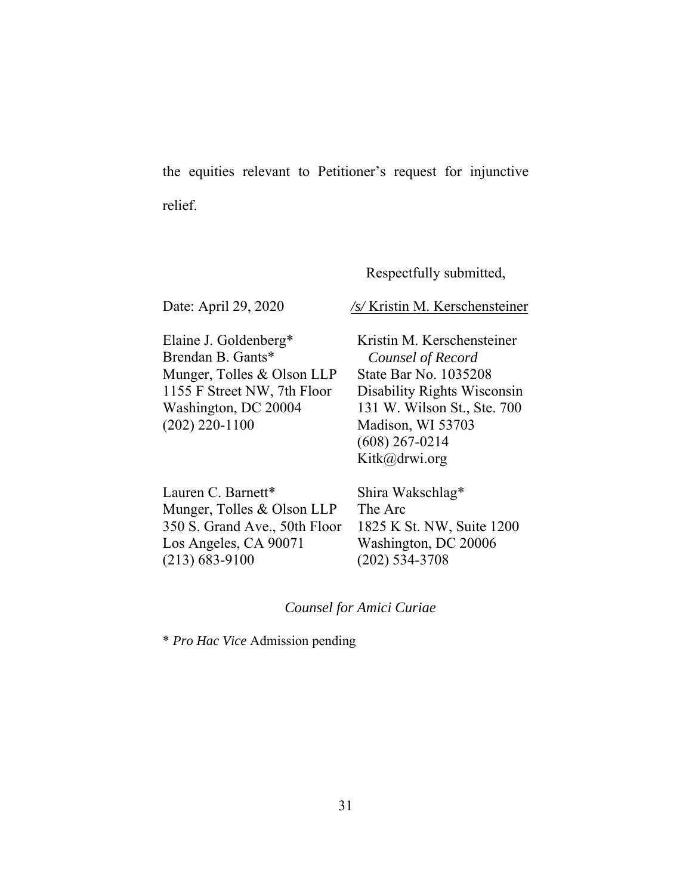the equities relevant to Petitioner's request for injunctive relief.

Respectfully submitted,

Date: April 29, 2020

/s/ Kristin M. Kerschensteiner

Kristin M. Kerschensteiner
*Counsel of Record*
State Bar No. 1035208
Disability Rights Wisconsin
131 W. Wilson St., Ste. 700
Madison, WI 53703
(608) 267-0214
Kitk@drwi.org

Elaine J. Goldenberg*
Brendan B. Gants*
Munger, Tolles & Olson LLP
1155 F Street NW, 7th Floor
Washington, DC 20004
(202) 220-1100

Shira Wakschlag*
The Arc
1825 K St. NW, Suite 1200
Washington, DC 20006
(202) 534-3708

Lauren C. Barnett*
Munger, Tolles & Olson LLP
350 S. Grand Ave., 50th Floor
Los Angeles, CA 90071
(213) 683-9100

*Counsel for Amici Curiae*

\* *Pro Hac Vice* Admission pending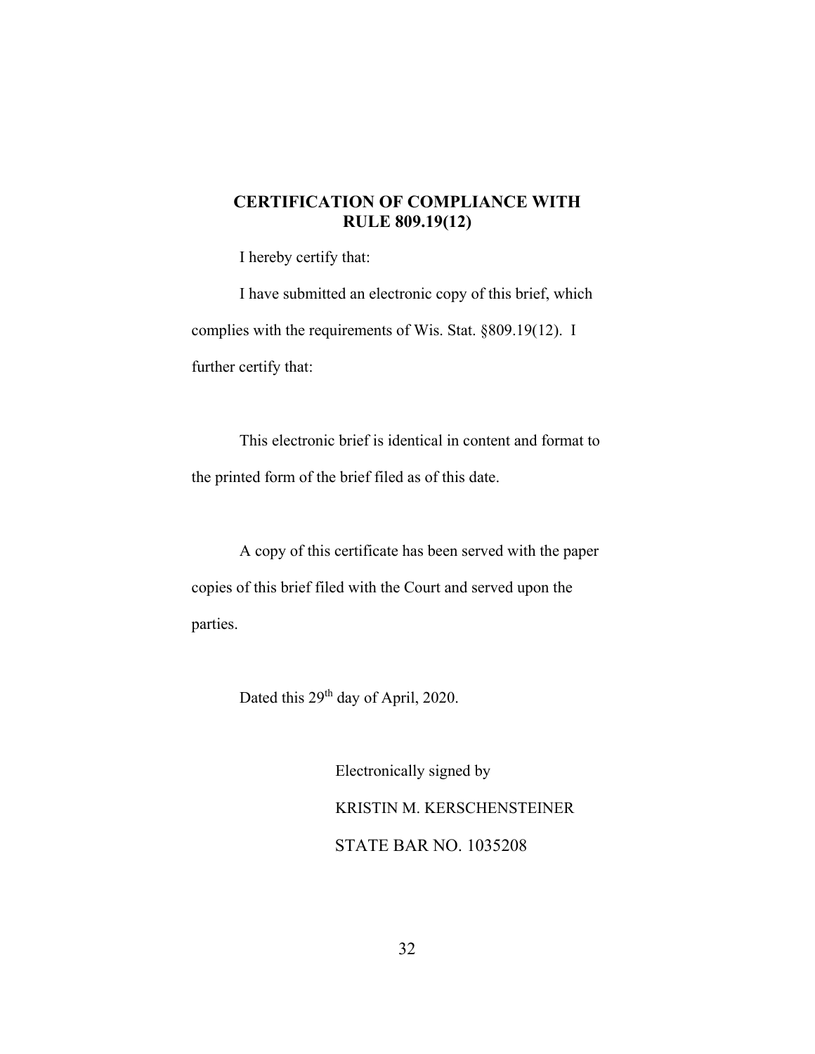## CERTIFICATION OF COMPLIANCE WITH RULE 809.19(12)

I hereby certify that:

I have submitted an electronic copy of this brief, which complies with the requirements of Wis. Stat. §809.19(12). I further certify that:

This electronic brief is identical in content and format to the printed form of the brief filed as of this date.

A copy of this certificate has been served with the paper copies of this brief filed with the Court and served upon the parties.

Dated this 29th day of April, 2020.

Electronically signed by

KRISTIN M. KERSCHENSTEINER

STATE BAR NO. 1035208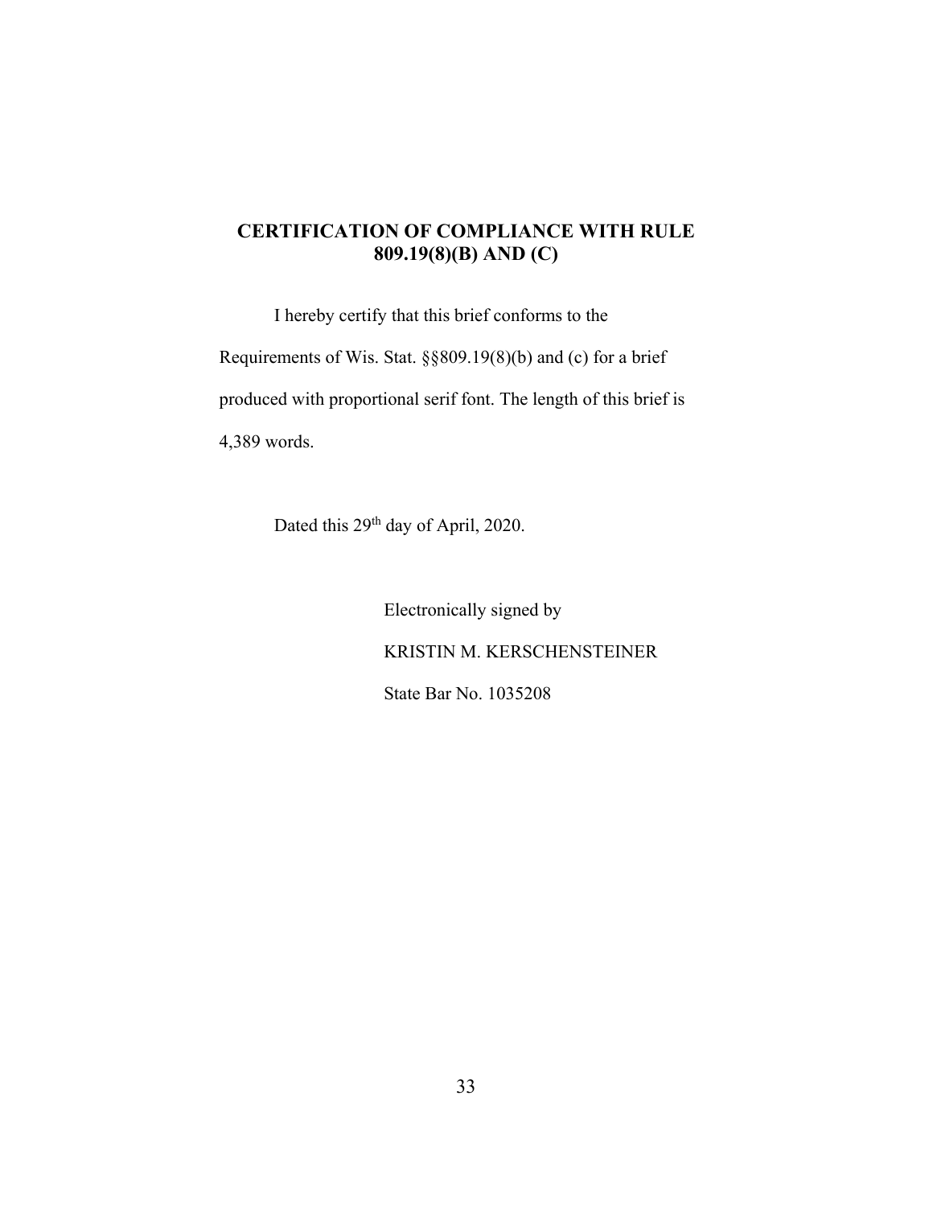## CERTIFICATION OF COMPLIANCE WITH RULE 809.19(8)(B) AND (C)

I hereby certify that this brief conforms to the Requirements of Wis. Stat. §§809.19(8)(b) and (c) for a brief produced with proportional serif font. The length of this brief is 4,389 words.

Dated this 29th day of April, 2020.

Electronically signed by

KRISTIN M. KERSCHENSTEINER

State Bar No. 1035208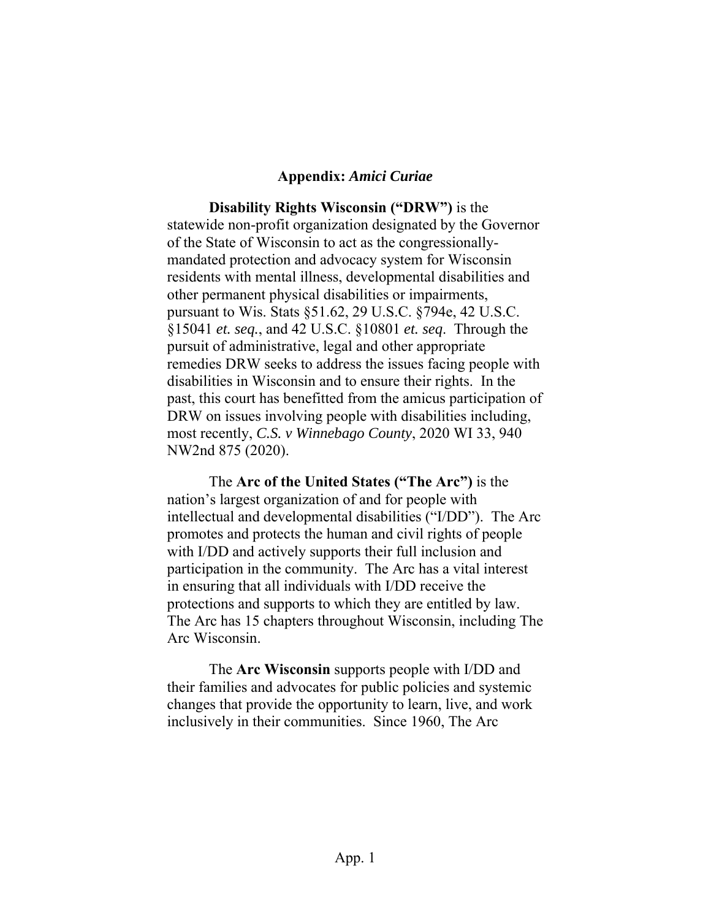## Appendix: *Amici Curiae*

**Disability Rights Wisconsin ("DRW")** is the statewide non-profit organization designated by the Governor of the State of Wisconsin to act as the congressionally-mandated protection and advocacy system for Wisconsin residents with mental illness, developmental disabilities and other permanent physical disabilities or impairments, pursuant to Wis. Stats §51.62, 29 U.S.C. §794e, 42 U.S.C. §15041 *et. seq.*, and 42 U.S.C. §10801 *et. seq*. Through the pursuit of administrative, legal and other appropriate remedies DRW seeks to address the issues facing people with disabilities in Wisconsin and to ensure their rights. In the past, this court has benefitted from the amicus participation of DRW on issues involving people with disabilities including, most recently, *C.S. v Winnebago County*, 2020 WI 33, 940 NW2nd 875 (2020).

The **Arc of the United States ("The Arc")** is the nation's largest organization of and for people with intellectual and developmental disabilities ("I/DD"). The Arc promotes and protects the human and civil rights of people with I/DD and actively supports their full inclusion and participation in the community. The Arc has a vital interest in ensuring that all individuals with I/DD receive the protections and supports to which they are entitled by law. The Arc has 15 chapters throughout Wisconsin, including The Arc Wisconsin.

The **Arc Wisconsin** supports people with I/DD and their families and advocates for public policies and systemic changes that provide the opportunity to learn, live, and work inclusively in their communities. Since 1960, The Arc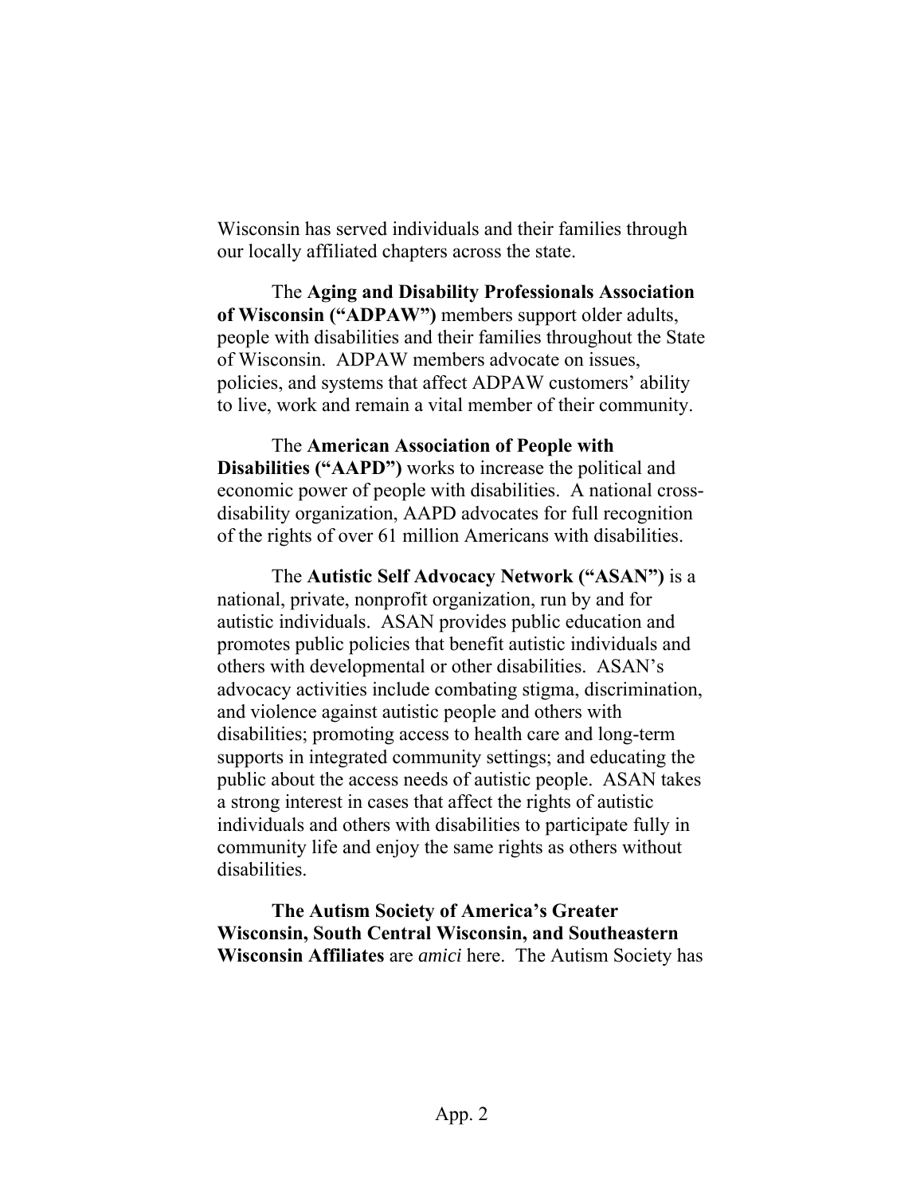Wisconsin has served individuals and their families through our locally affiliated chapters across the state.

The **Aging and Disability Professionals Association of Wisconsin ("ADPAW")** members support older adults, people with disabilities and their families throughout the State of Wisconsin. ADPAW members advocate on issues, policies, and systems that affect ADPAW customers' ability to live, work and remain a vital member of their community.

The **American Association of People with Disabilities ("AAPD")** works to increase the political and economic power of people with disabilities. A national cross-disability organization, AAPD advocates for full recognition of the rights of over 61 million Americans with disabilities.

The **Autistic Self Advocacy Network ("ASAN")** is a national, private, nonprofit organization, run by and for autistic individuals. ASAN provides public education and promotes public policies that benefit autistic individuals and others with developmental or other disabilities. ASAN's advocacy activities include combating stigma, discrimination, and violence against autistic people and others with disabilities; promoting access to health care and long-term supports in integrated community settings; and educating the public about the access needs of autistic people. ASAN takes a strong interest in cases that affect the rights of autistic individuals and others with disabilities to participate fully in community life and enjoy the same rights as others without disabilities.

**The Autism Society of America's Greater Wisconsin, South Central Wisconsin, and Southeastern Wisconsin Affiliates** are *amici* here. The Autism Society has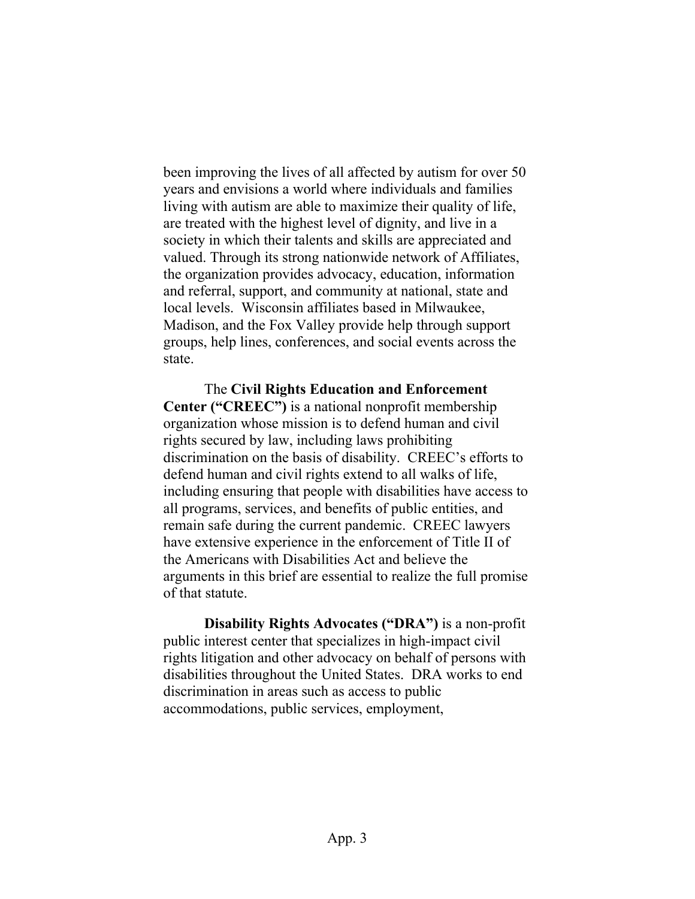been improving the lives of all affected by autism for over 50 years and envisions a world where individuals and families living with autism are able to maximize their quality of life, are treated with the highest level of dignity, and live in a society in which their talents and skills are appreciated and valued. Through its strong nationwide network of Affiliates, the organization provides advocacy, education, information and referral, support, and community at national, state and local levels. Wisconsin affiliates based in Milwaukee, Madison, and the Fox Valley provide help through support groups, help lines, conferences, and social events across the state.

The **Civil Rights Education and Enforcement Center ("CREEC")** is a national nonprofit membership organization whose mission is to defend human and civil rights secured by law, including laws prohibiting discrimination on the basis of disability. CREEC's efforts to defend human and civil rights extend to all walks of life, including ensuring that people with disabilities have access to all programs, services, and benefits of public entities, and remain safe during the current pandemic. CREEC lawyers have extensive experience in the enforcement of Title II of the Americans with Disabilities Act and believe the arguments in this brief are essential to realize the full promise of that statute.

**Disability Rights Advocates ("DRA")** is a non-profit public interest center that specializes in high-impact civil rights litigation and other advocacy on behalf of persons with disabilities throughout the United States. DRA works to end discrimination in areas such as access to public accommodations, public services, employment,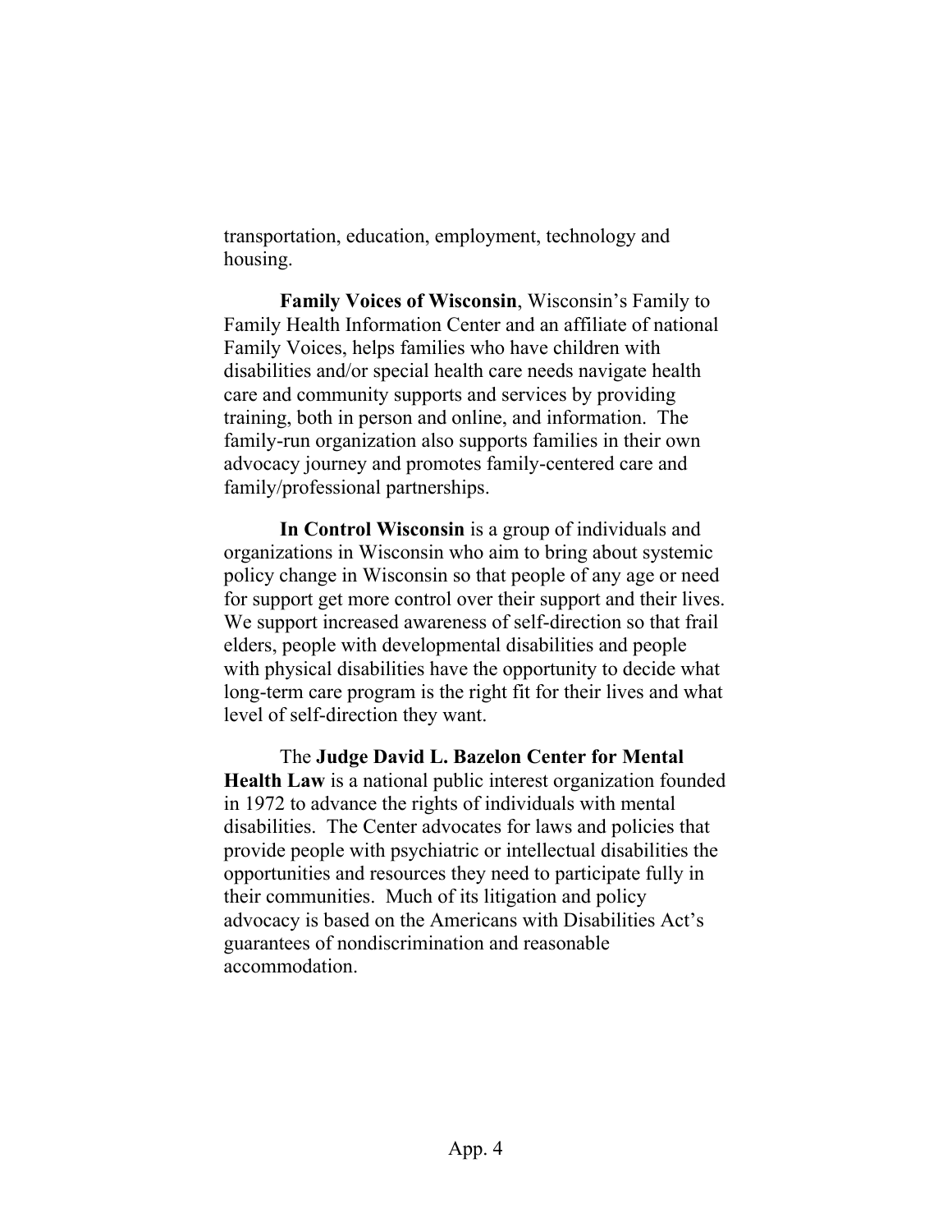transportation, education, employment, technology and housing.

**Family Voices of Wisconsin**, Wisconsin's Family to Family Health Information Center and an affiliate of national Family Voices, helps families who have children with disabilities and/or special health care needs navigate health care and community supports and services by providing training, both in person and online, and information. The family-run organization also supports families in their own advocacy journey and promotes family-centered care and family/professional partnerships.

**In Control Wisconsin** is a group of individuals and organizations in Wisconsin who aim to bring about systemic policy change in Wisconsin so that people of any age or need for support get more control over their support and their lives. We support increased awareness of self-direction so that frail elders, people with developmental disabilities and people with physical disabilities have the opportunity to decide what long-term care program is the right fit for their lives and what level of self-direction they want.

The **Judge David L. Bazelon Center for Mental Health Law** is a national public interest organization founded in 1972 to advance the rights of individuals with mental disabilities. The Center advocates for laws and policies that provide people with psychiatric or intellectual disabilities the opportunities and resources they need to participate fully in their communities. Much of its litigation and policy advocacy is based on the Americans with Disabilities Act's guarantees of nondiscrimination and reasonable accommodation.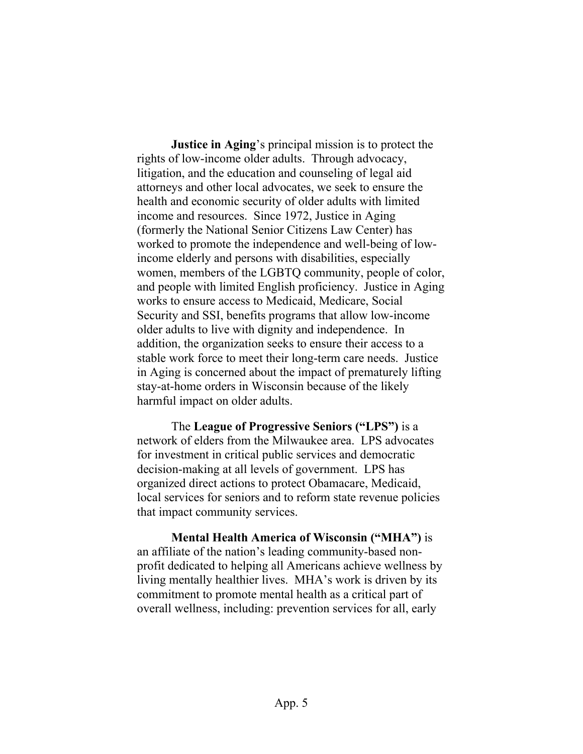**Justice in Aging**'s principal mission is to protect the rights of low-income older adults. Through advocacy, litigation, and the education and counseling of legal aid attorneys and other local advocates, we seek to ensure the health and economic security of older adults with limited income and resources. Since 1972, Justice in Aging (formerly the National Senior Citizens Law Center) has worked to promote the independence and well-being of low-income elderly and persons with disabilities, especially women, members of the LGBTQ community, people of color, and people with limited English proficiency. Justice in Aging works to ensure access to Medicaid, Medicare, Social Security and SSI, benefits programs that allow low-income older adults to live with dignity and independence. In addition, the organization seeks to ensure their access to a stable work force to meet their long-term care needs. Justice in Aging is concerned about the impact of prematurely lifting stay-at-home orders in Wisconsin because of the likely harmful impact on older adults.

The **League of Progressive Seniors ("LPS")** is a network of elders from the Milwaukee area. LPS advocates for investment in critical public services and democratic decision-making at all levels of government. LPS has organized direct actions to protect Obamacare, Medicaid, local services for seniors and to reform state revenue policies that impact community services.

**Mental Health America of Wisconsin ("MHA")** is an affiliate of the nation's leading community-based non-profit dedicated to helping all Americans achieve wellness by living mentally healthier lives. MHA's work is driven by its commitment to promote mental health as a critical part of overall wellness, including: prevention services for all, early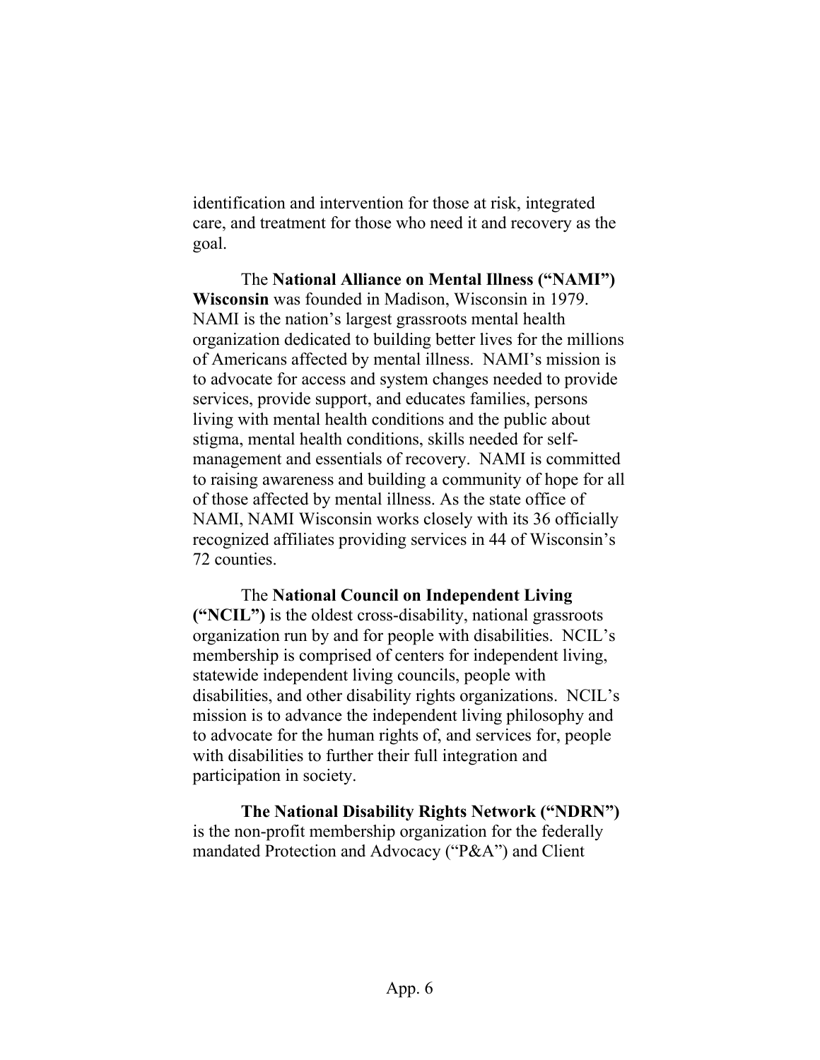identification and intervention for those at risk, integrated care, and treatment for those who need it and recovery as the goal.

The **National Alliance on Mental Illness ("NAMI") Wisconsin** was founded in Madison, Wisconsin in 1979. NAMI is the nation's largest grassroots mental health organization dedicated to building better lives for the millions of Americans affected by mental illness. NAMI's mission is to advocate for access and system changes needed to provide services, provide support, and educates families, persons living with mental health conditions and the public about stigma, mental health conditions, skills needed for self-management and essentials of recovery. NAMI is committed to raising awareness and building a community of hope for all of those affected by mental illness. As the state office of NAMI, NAMI Wisconsin works closely with its 36 officially recognized affiliates providing services in 44 of Wisconsin's 72 counties.

The **National Council on Independent Living ("NCIL")** is the oldest cross-disability, national grassroots organization run by and for people with disabilities. NCIL's membership is comprised of centers for independent living, statewide independent living councils, people with disabilities, and other disability rights organizations. NCIL's mission is to advance the independent living philosophy and to advocate for the human rights of, and services for, people with disabilities to further their full integration and participation in society.

**The National Disability Rights Network ("NDRN")** is the non-profit membership organization for the federally mandated Protection and Advocacy ("P&A") and Client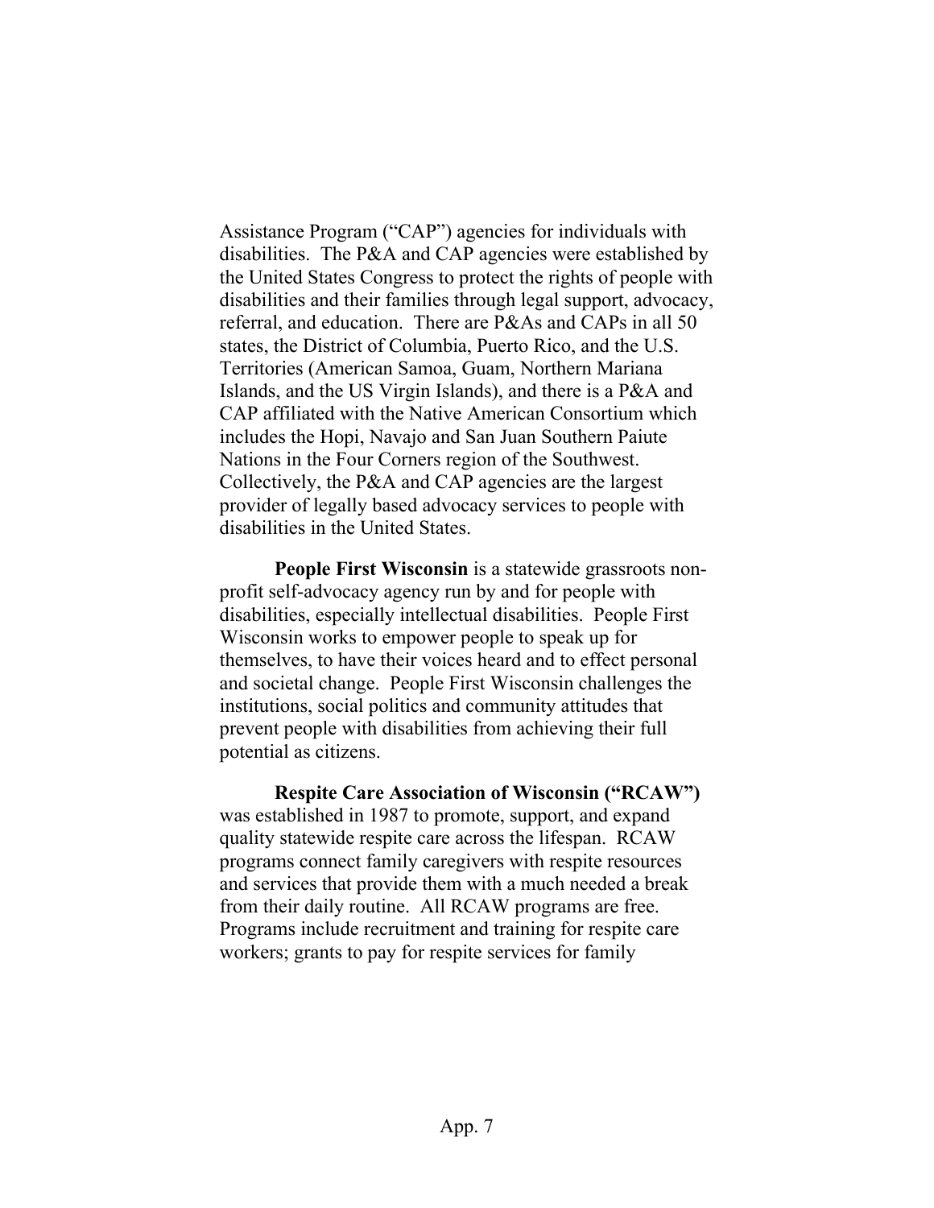Assistance Program ("CAP") agencies for individuals with disabilities. The P&A and CAP agencies were established by the United States Congress to protect the rights of people with disabilities and their families through legal support, advocacy, referral, and education. There are P&As and CAPs in all 50 states, the District of Columbia, Puerto Rico, and the U.S. Territories (American Samoa, Guam, Northern Mariana Islands, and the US Virgin Islands), and there is a P&A and CAP affiliated with the Native American Consortium which includes the Hopi, Navajo and San Juan Southern Paiute Nations in the Four Corners region of the Southwest. Collectively, the P&A and CAP agencies are the largest provider of legally based advocacy services to people with disabilities in the United States.

**People First Wisconsin** is a statewide grassroots non-profit self-advocacy agency run by and for people with disabilities, especially intellectual disabilities. People First Wisconsin works to empower people to speak up for themselves, to have their voices heard and to effect personal and societal change. People First Wisconsin challenges the institutions, social politics and community attitudes that prevent people with disabilities from achieving their full potential as citizens.

**Respite Care Association of Wisconsin ("RCAW")** was established in 1987 to promote, support, and expand quality statewide respite care across the lifespan. RCAW programs connect family caregivers with respite resources and services that provide them with a much needed a break from their daily routine. All RCAW programs are free. Programs include recruitment and training for respite care workers; grants to pay for respite services for family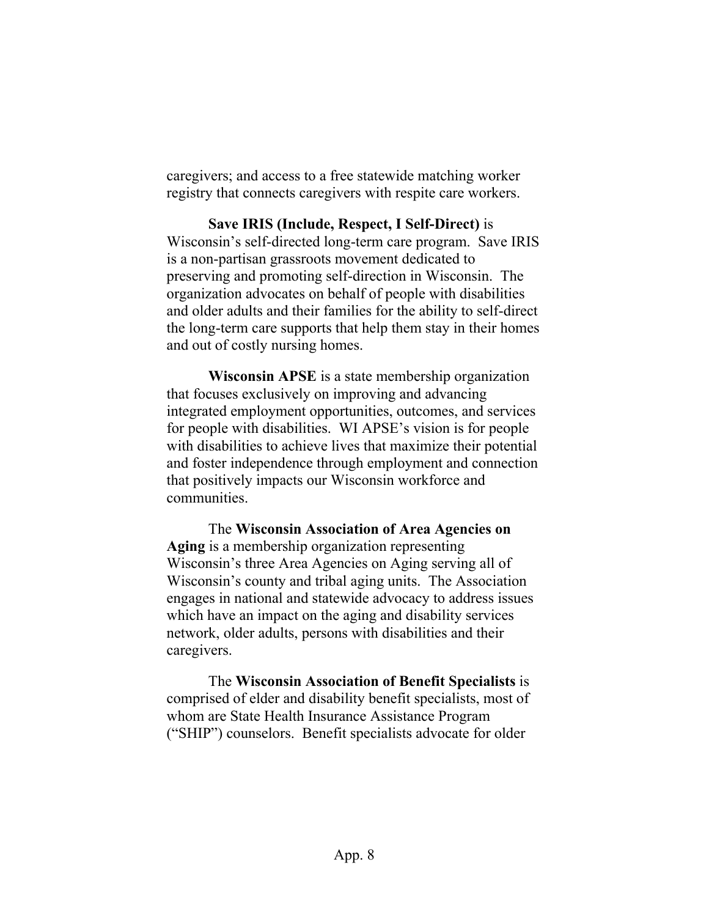caregivers; and access to a free statewide matching worker registry that connects caregivers with respite care workers.

**Save IRIS (Include, Respect, I Self-Direct)** is Wisconsin's self-directed long-term care program. Save IRIS is a non-partisan grassroots movement dedicated to preserving and promoting self-direction in Wisconsin. The organization advocates on behalf of people with disabilities and older adults and their families for the ability to self-direct the long-term care supports that help them stay in their homes and out of costly nursing homes.

**Wisconsin APSE** is a state membership organization that focuses exclusively on improving and advancing integrated employment opportunities, outcomes, and services for people with disabilities. WI APSE's vision is for people with disabilities to achieve lives that maximize their potential and foster independence through employment and connection that positively impacts our Wisconsin workforce and communities.

The **Wisconsin Association of Area Agencies on Aging** is a membership organization representing Wisconsin's three Area Agencies on Aging serving all of Wisconsin's county and tribal aging units. The Association engages in national and statewide advocacy to address issues which have an impact on the aging and disability services network, older adults, persons with disabilities and their caregivers.

The **Wisconsin Association of Benefit Specialists** is comprised of elder and disability benefit specialists, most of whom are State Health Insurance Assistance Program ("SHIP") counselors. Benefit specialists advocate for older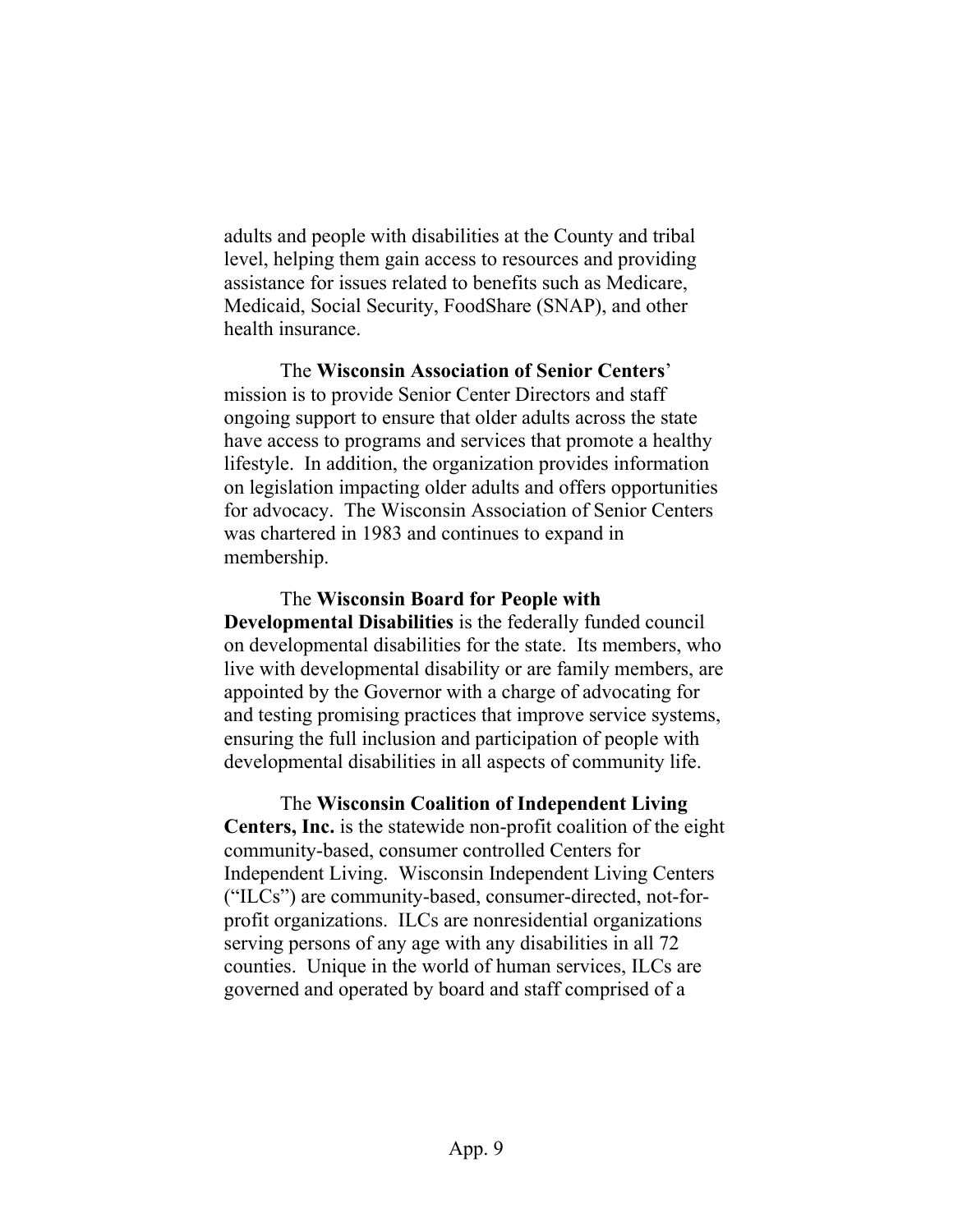adults and people with disabilities at the County and tribal level, helping them gain access to resources and providing assistance for issues related to benefits such as Medicare, Medicaid, Social Security, FoodShare (SNAP), and other health insurance.

The **Wisconsin Association of Senior Centers**' mission is to provide Senior Center Directors and staff ongoing support to ensure that older adults across the state have access to programs and services that promote a healthy lifestyle. In addition, the organization provides information on legislation impacting older adults and offers opportunities for advocacy. The Wisconsin Association of Senior Centers was chartered in 1983 and continues to expand in membership.

The **Wisconsin Board for People with Developmental Disabilities** is the federally funded council on developmental disabilities for the state. Its members, who live with developmental disability or are family members, are appointed by the Governor with a charge of advocating for and testing promising practices that improve service systems, ensuring the full inclusion and participation of people with developmental disabilities in all aspects of community life.

The **Wisconsin Coalition of Independent Living Centers, Inc.** is the statewide non-profit coalition of the eight community-based, consumer controlled Centers for Independent Living. Wisconsin Independent Living Centers ("ILCs") are community-based, consumer-directed, not-for-profit organizations. ILCs are nonresidential organizations serving persons of any age with any disabilities in all 72 counties. Unique in the world of human services, ILCs are governed and operated by board and staff comprised of a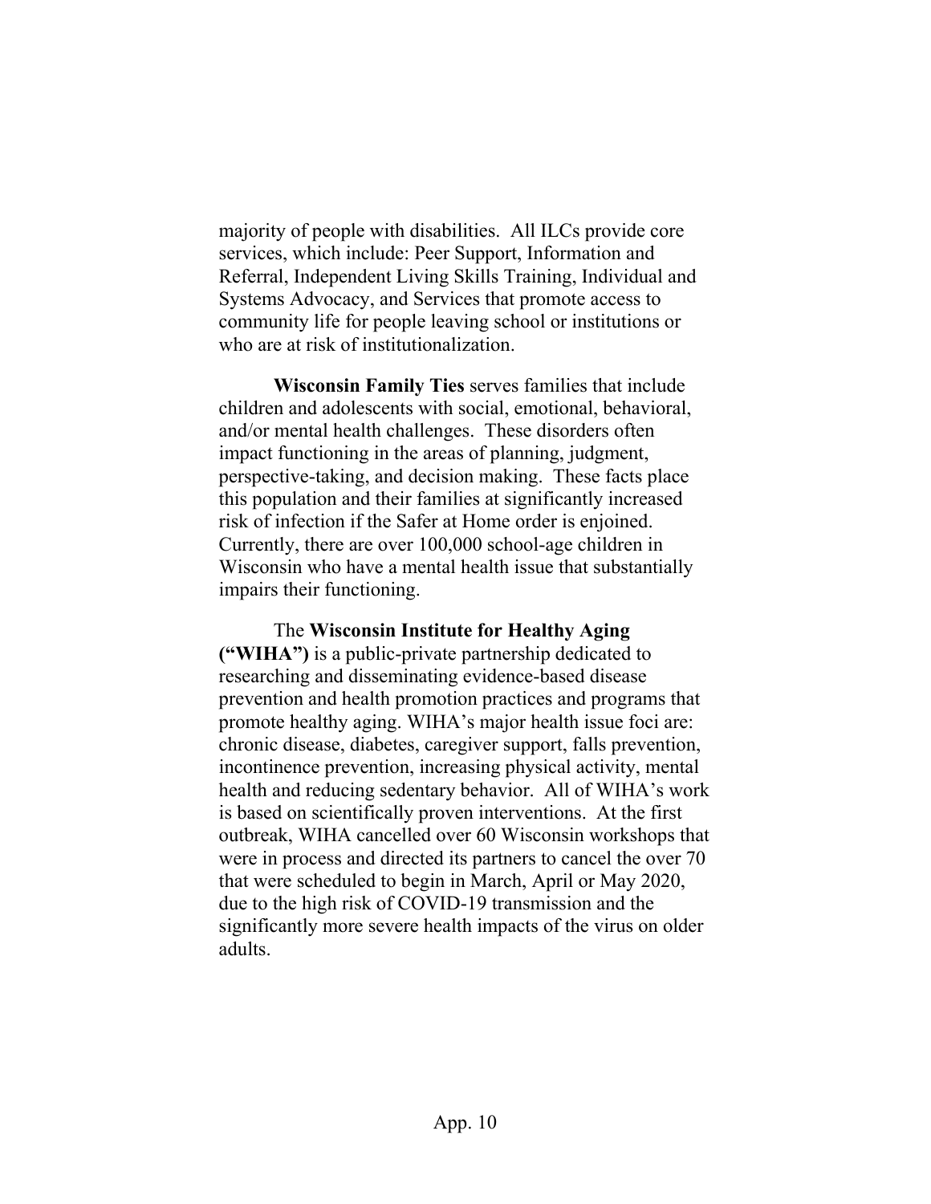majority of people with disabilities. All ILCs provide core services, which include: Peer Support, Information and Referral, Independent Living Skills Training, Individual and Systems Advocacy, and Services that promote access to community life for people leaving school or institutions or who are at risk of institutionalization.

**Wisconsin Family Ties** serves families that include children and adolescents with social, emotional, behavioral, and/or mental health challenges. These disorders often impact functioning in the areas of planning, judgment, perspective-taking, and decision making. These facts place this population and their families at significantly increased risk of infection if the Safer at Home order is enjoined. Currently, there are over 100,000 school-age children in Wisconsin who have a mental health issue that substantially impairs their functioning.

The **Wisconsin Institute for Healthy Aging ("WIHA")** is a public-private partnership dedicated to researching and disseminating evidence-based disease prevention and health promotion practices and programs that promote healthy aging. WIHA's major health issue foci are: chronic disease, diabetes, caregiver support, falls prevention, incontinence prevention, increasing physical activity, mental health and reducing sedentary behavior. All of WIHA's work is based on scientifically proven interventions. At the first outbreak, WIHA cancelled over 60 Wisconsin workshops that were in process and directed its partners to cancel the over 70 that were scheduled to begin in March, April or May 2020, due to the high risk of COVID-19 transmission and the significantly more severe health impacts of the virus on older adults.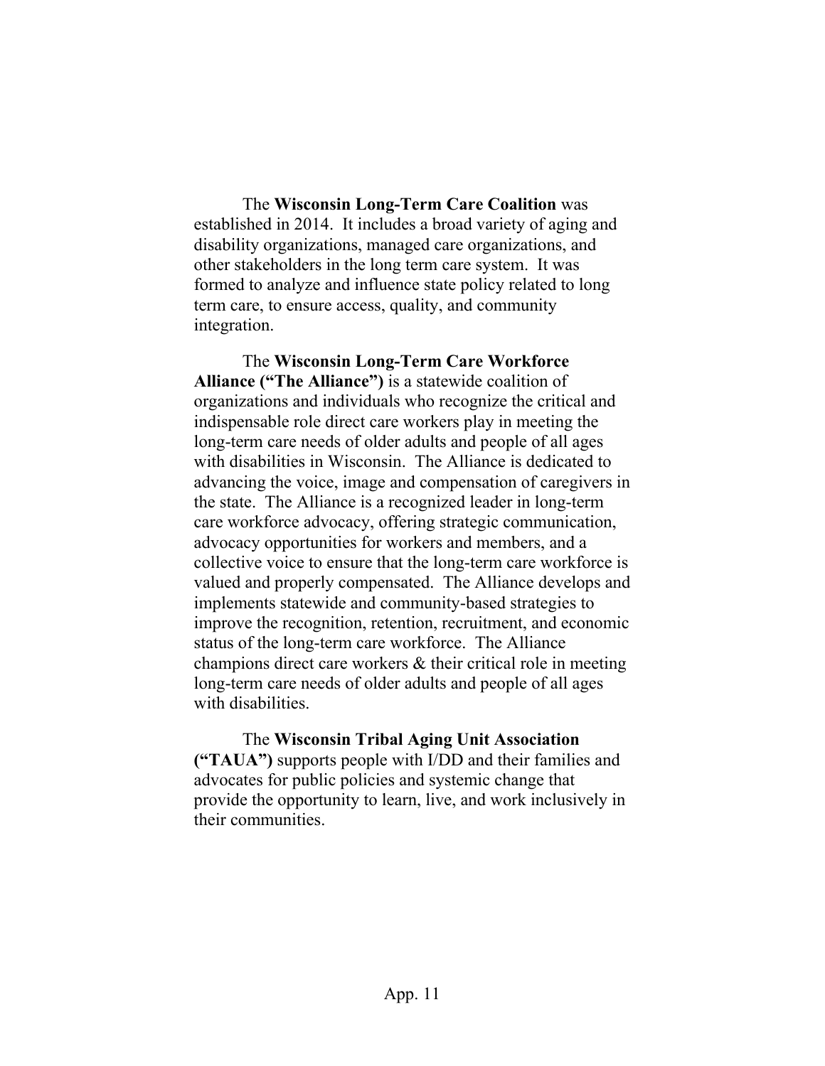The **Wisconsin Long-Term Care Coalition** was established in 2014. It includes a broad variety of aging and disability organizations, managed care organizations, and other stakeholders in the long term care system. It was formed to analyze and influence state policy related to long term care, to ensure access, quality, and community integration.

The **Wisconsin Long-Term Care Workforce Alliance ("The Alliance")** is a statewide coalition of organizations and individuals who recognize the critical and indispensable role direct care workers play in meeting the long-term care needs of older adults and people of all ages with disabilities in Wisconsin. The Alliance is dedicated to advancing the voice, image and compensation of caregivers in the state. The Alliance is a recognized leader in long-term care workforce advocacy, offering strategic communication, advocacy opportunities for workers and members, and a collective voice to ensure that the long-term care workforce is valued and properly compensated. The Alliance develops and implements statewide and community-based strategies to improve the recognition, retention, recruitment, and economic status of the long-term care workforce. The Alliance champions direct care workers & their critical role in meeting long-term care needs of older adults and people of all ages with disabilities.

The **Wisconsin Tribal Aging Unit Association ("TAUA")** supports people with I/DD and their families and advocates for public policies and systemic change that provide the opportunity to learn, live, and work inclusively in their communities.

App. 11